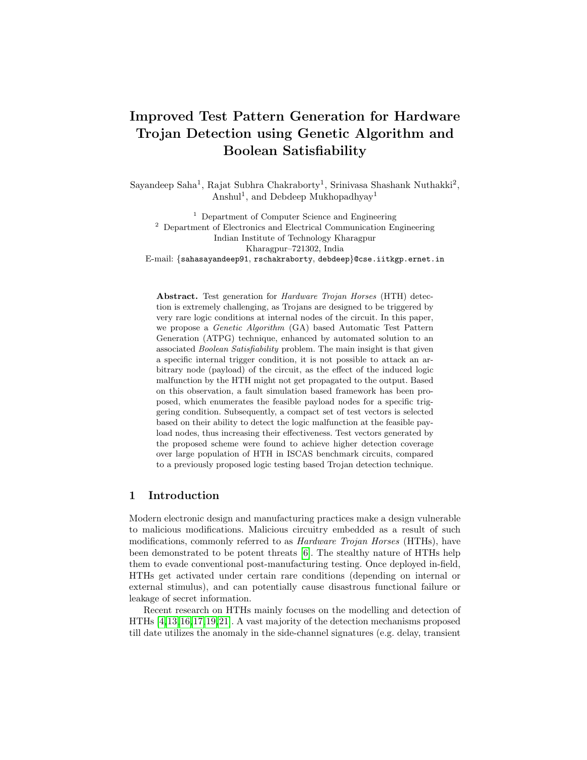# Improved Test Pattern Generation for Hardware Trojan Detection using Genetic Algorithm and Boolean Satisfiability

Sayandeep Saha[1], Rajat Subhra Chakraborty[1], Srinivasa Shashank Nuthakki[2], Anshul[1], and Debdeep Mukhopadhyay[1]

[1] Department of Computer Science and Engineering
[2] Department of Electronics and Electrical Communication Engineering
Indian Institute of Technology Kharagpur
Kharagpur–721302, India
E-mail: {sahasayandeep91, rschakraborty, debdeep}@cse.iitkgp.ernet.in

**Abstract.** Test generation for *Hardware Trojan Horses* (HTH) detection is extremely challenging, as Trojans are designed to be triggered by very rare logic conditions at internal nodes of the circuit. In this paper, we propose a *Genetic Algorithm* (GA) based Automatic Test Pattern Generation (ATPG) technique, enhanced by automated solution to an associated *Boolean Satisfiability* problem. The main insight is that given a specific internal trigger condition, it is not possible to attack an arbitrary node (payload) of the circuit, as the effect of the induced logic malfunction by the HTH might not get propagated to the output. Based on this observation, a fault simulation based framework has been proposed, which enumerates the feasible payload nodes for a specific triggering condition. Subsequently, a compact set of test vectors is selected based on their ability to detect the logic malfunction at the feasible payload nodes, thus increasing their effectiveness. Test vectors generated by the proposed scheme were found to achieve higher detection coverage over large population of HTH in ISCAS benchmark circuits, compared to a previously proposed logic testing based Trojan detection technique.

## 1 Introduction

Modern electronic design and manufacturing practices make a design vulnerable to malicious modifications. Malicious circuitry embedded as a result of such modifications, commonly referred to as *Hardware Trojan Horses* (HTHs), have been demonstrated to be potent threats [6]. The stealthy nature of HTHs help them to evade conventional post-manufacturing testing. Once deployed in-field, HTHs get activated under certain rare conditions (depending on internal or external stimulus), and can potentially cause disastrous functional failure or leakage of secret information.

Recent research on HTHs mainly focuses on the modelling and detection of HTHs [4,13,16,17,19,21]. A vast majority of the detection mechanisms proposed till date utilizes the anomaly in the side-channel signatures (e.g. delay, transient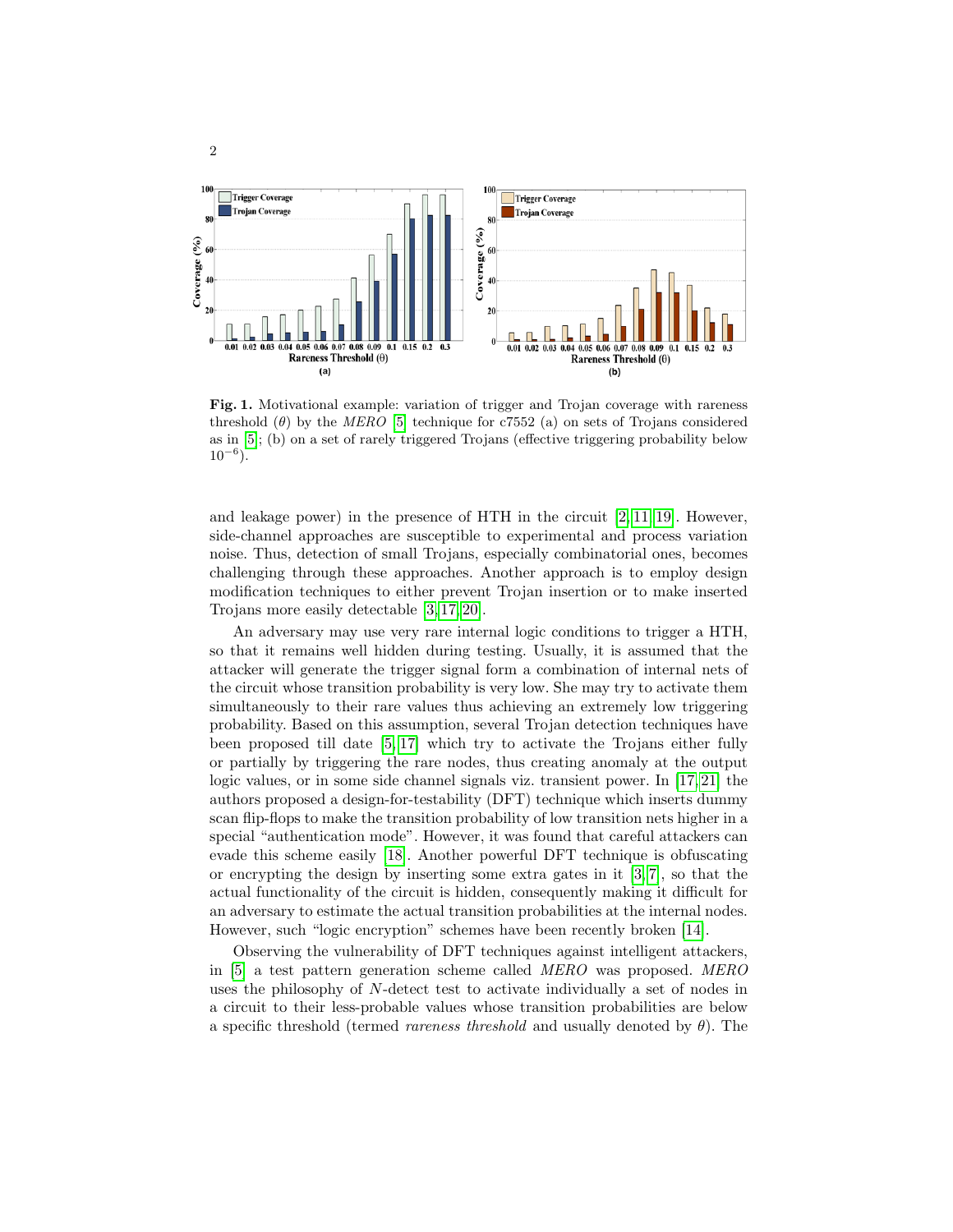**Fig. 1.** Motivational example: variation of trigger and Trojan coverage with rareness threshold ($\theta$) by the *MERO* [5] technique for c7552 (a) on sets of Trojans considered as in [5]; (b) on a set of rarely triggered Trojans (effective triggering probability below $10^{-6}$).

and leakage power) in the presence of HTH in the circuit [2,11,19]. However, side-channel approaches are susceptible to experimental and process variation noise. Thus, detection of small Trojans, especially combinatorial ones, becomes challenging through these approaches. Another approach is to employ design modification techniques to either prevent Trojan insertion or to make inserted Trojans more easily detectable [3,17,20].

An adversary may use very rare internal logic conditions to trigger a HTH, so that it remains well hidden during testing. Usually, it is assumed that the attacker will generate the trigger signal form a combination of internal nets of the circuit whose transition probability is very low. She may try to activate them simultaneously to their rare values thus achieving an extremely low triggering probability. Based on this assumption, several Trojan detection techniques have been proposed till date [5,17] which try to activate the Trojans either fully or partially by triggering the rare nodes, thus creating anomaly at the output logic values, or in some side channel signals viz. transient power. In [17,21] the authors proposed a design-for-testability (DFT) technique which inserts dummy scan flip-flops to make the transition probability of low transition nets higher in a special "authentication mode". However, it was found that careful attackers can evade this scheme easily [18]. Another powerful DFT technique is obfuscating or encrypting the design by inserting some extra gates in it [3,7], so that the actual functionality of the circuit is hidden, consequently making it difficult for an adversary to estimate the actual transition probabilities at the internal nodes. However, such "logic encryption" schemes have been recently broken [14].

Observing the vulnerability of DFT techniques against intelligent attackers, in [5] a test pattern generation scheme called *MERO* was proposed. *MERO* uses the philosophy of $N$-detect test to activate individually a set of nodes in a circuit to their less-probable values whose transition probabilities are below a specific threshold (termed *rareness threshold* and usually denoted by $\theta$). The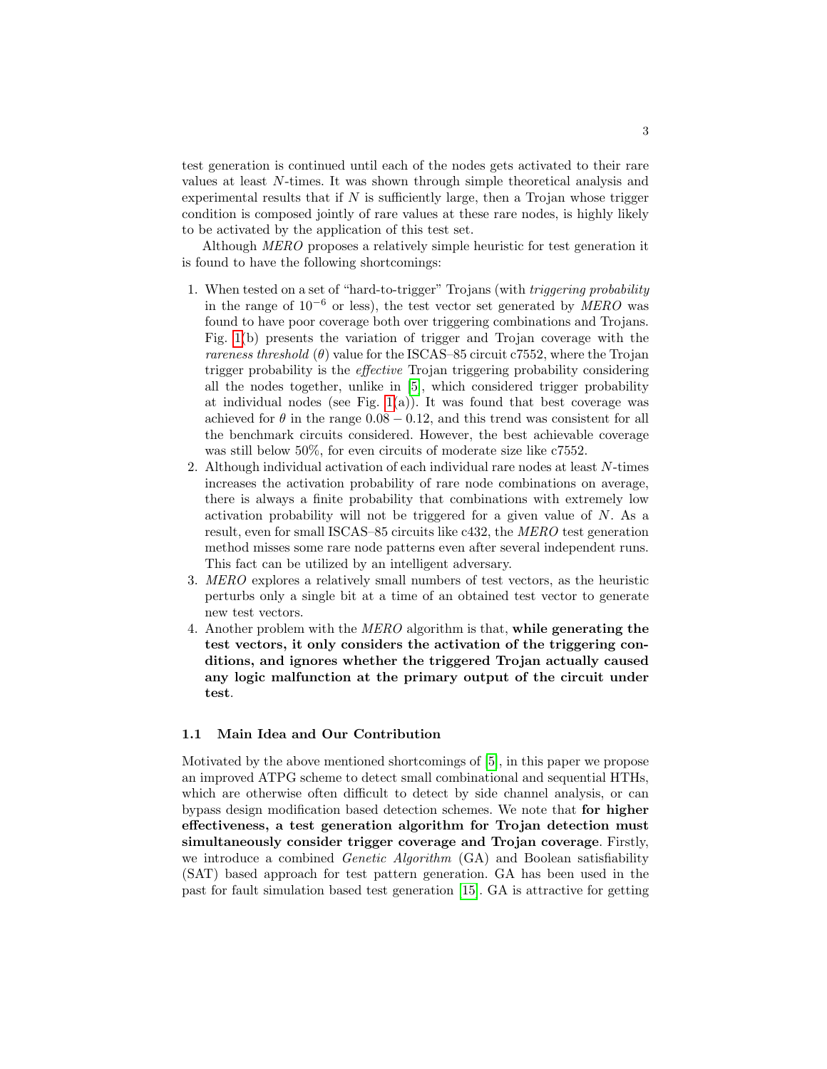test generation is continued until each of the nodes gets activated to their rare values at least $N$-times. It was shown through simple theoretical analysis and experimental results that if $N$ is sufficiently large, then a Trojan whose trigger condition is composed jointly of rare values at these rare nodes, is highly likely to be activated by the application of this test set.

Although *MERO* proposes a relatively simple heuristic for test generation it is found to have the following shortcomings:

1. When tested on a set of "hard-to-trigger" Trojans (with *triggering probability* in the range of $10^{-6}$ or less), the test vector set generated by *MERO* was found to have poor coverage both over triggering combinations and Trojans. Fig. 1(b) presents the variation of trigger and Trojan coverage with the *rareness threshold* ($\theta$) value for the ISCAS–85 circuit c7552, where the Trojan trigger probability is the *effective* Trojan triggering probability considering all the nodes together, unlike in [5], which considered trigger probability at individual nodes (see Fig. 1(a)). It was found that best coverage was achieved for $\theta$ in the range $0.08 - 0.12$, and this trend was consistent for all the benchmark circuits considered. However, the best achievable coverage was still below 50%, for even circuits of moderate size like c7552.
2. Although individual activation of each individual rare nodes at least $N$-times increases the activation probability of rare node combinations on average, there is always a finite probability that combinations with extremely low activation probability will not be triggered for a given value of $N$. As a result, even for small ISCAS–85 circuits like c432, the *MERO* test generation method misses some rare node patterns even after several independent runs. This fact can be utilized by an intelligent adversary.
3. *MERO* explores a relatively small numbers of test vectors, as the heuristic perturbs only a single bit at a time of an obtained test vector to generate new test vectors.
4. Another problem with the *MERO* algorithm is that, **while generating the test vectors, it only considers the activation of the triggering conditions, and ignores whether the triggered Trojan actually caused any logic malfunction at the primary output of the circuit under test**.

### 1.1 Main Idea and Our Contribution

Motivated by the above mentioned shortcomings of [5], in this paper we propose an improved ATPG scheme to detect small combinational and sequential HTHs, which are otherwise often difficult to detect by side channel analysis, or can bypass design modification based detection schemes. We note that **for higher effectiveness, a test generation algorithm for Trojan detection must simultaneously consider trigger coverage and Trojan coverage**. Firstly, we introduce a combined *Genetic Algorithm* (GA) and Boolean satisfiability (SAT) based approach for test pattern generation. GA has been used in the past for fault simulation based test generation [15]. GA is attractive for getting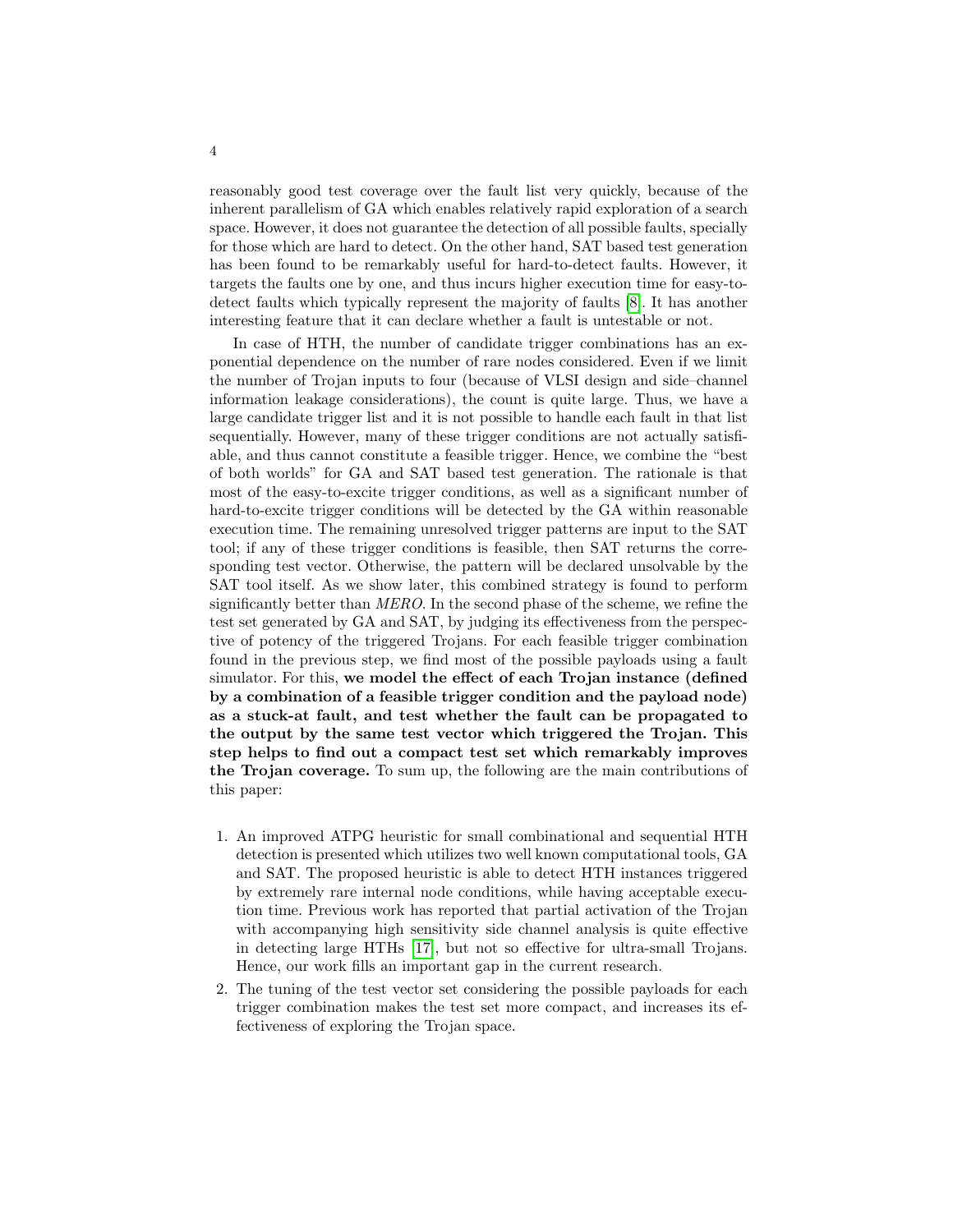reasonably good test coverage over the fault list very quickly, because of the inherent parallelism of GA which enables relatively rapid exploration of a search space. However, it does not guarantee the detection of all possible faults, specially for those which are hard to detect. On the other hand, SAT based test generation has been found to be remarkably useful for hard-to-detect faults. However, it targets the faults one by one, and thus incurs higher execution time for easy-to-detect faults which typically represent the majority of faults [8]. It has another interesting feature that it can declare whether a fault is untestable or not.

In case of HTH, the number of candidate trigger combinations has an exponential dependence on the number of rare nodes considered. Even if we limit the number of Trojan inputs to four (because of VLSI design and side–channel information leakage considerations), the count is quite large. Thus, we have a large candidate trigger list and it is not possible to handle each fault in that list sequentially. However, many of these trigger conditions are not actually satisfiable, and thus cannot constitute a feasible trigger. Hence, we combine the "best of both worlds" for GA and SAT based test generation. The rationale is that most of the easy-to-excite trigger conditions, as well as a significant number of hard-to-excite trigger conditions will be detected by the GA within reasonable execution time. The remaining unresolved trigger patterns are input to the SAT tool; if any of these trigger conditions is feasible, then SAT returns the corresponding test vector. Otherwise, the pattern will be declared unsolvable by the SAT tool itself. As we show later, this combined strategy is found to perform significantly better than *MERO*. In the second phase of the scheme, we refine the test set generated by GA and SAT, by judging its effectiveness from the perspective of potency of the triggered Trojans. For each feasible trigger combination found in the previous step, we find most of the possible payloads using a fault simulator. For this, **we model the effect of each Trojan instance (defined by a combination of a feasible trigger condition and the payload node) as a stuck-at fault, and test whether the fault can be propagated to the output by the same test vector which triggered the Trojan. This step helps to find out a compact test set which remarkably improves the Trojan coverage.** To sum up, the following are the main contributions of this paper:

1. An improved ATPG heuristic for small combinational and sequential HTH detection is presented which utilizes two well known computational tools, GA and SAT. The proposed heuristic is able to detect HTH instances triggered by extremely rare internal node conditions, while having acceptable execution time. Previous work has reported that partial activation of the Trojan with accompanying high sensitivity side channel analysis is quite effective in detecting large HTHs [17], but not so effective for ultra-small Trojans. Hence, our work fills an important gap in the current research.
2. The tuning of the test vector set considering the possible payloads for each trigger combination makes the test set more compact, and increases its effectiveness of exploring the Trojan space.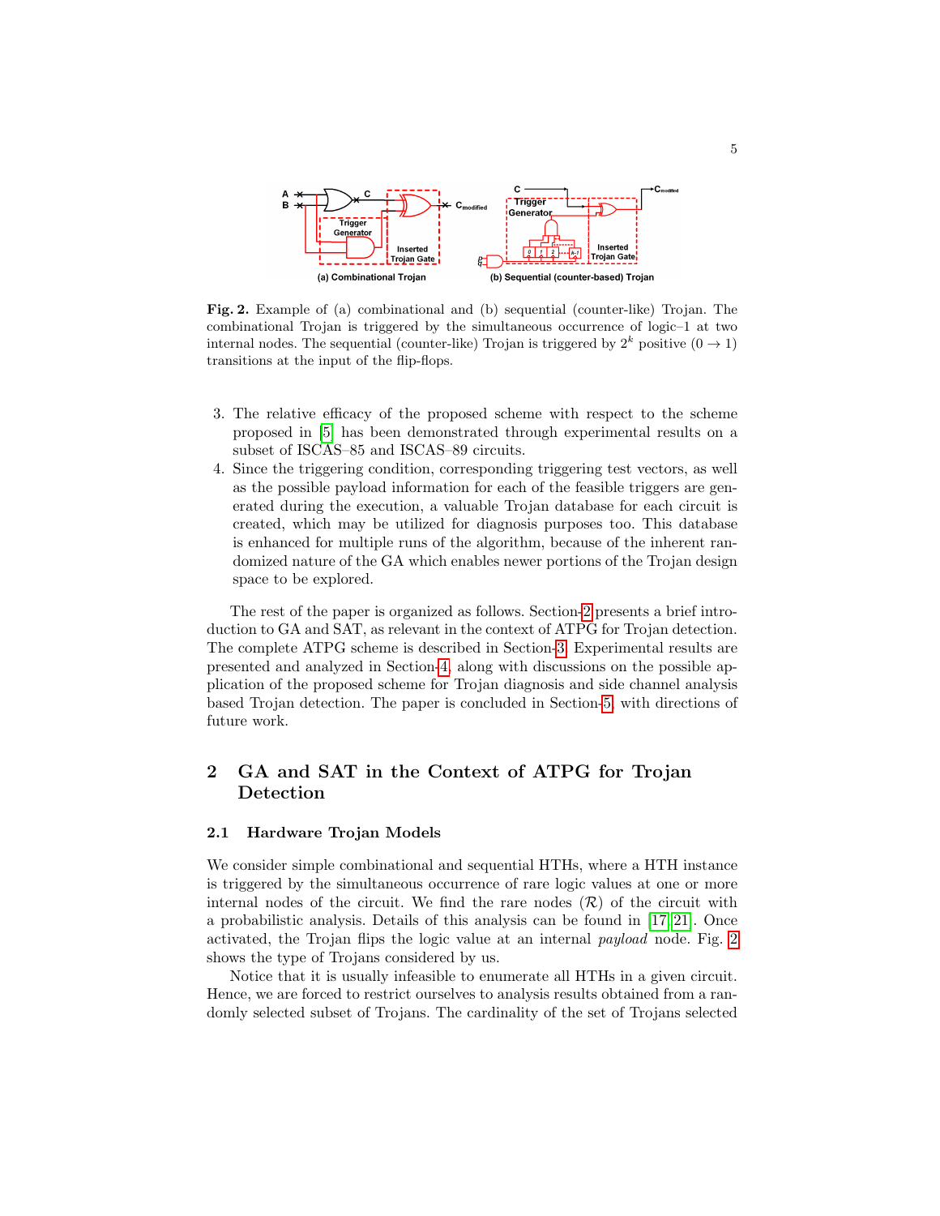**Fig. 2.** Example of (a) combinational and (b) sequential (counter-like) Trojan. The combinational Trojan is triggered by the simultaneous occurrence of logic–1 at two internal nodes. The sequential (counter-like) Trojan is triggered by $2^k$ positive ($0 \rightarrow 1$) transitions at the input of the flip-flops.

3. The relative efficacy of the proposed scheme with respect to the scheme proposed in [5] has been demonstrated through experimental results on a subset of ISCAS–85 and ISCAS–89 circuits.
4. Since the triggering condition, corresponding triggering test vectors, as well as the possible payload information for each of the feasible triggers are generated during the execution, a valuable Trojan database for each circuit is created, which may be utilized for diagnosis purposes too. This database is enhanced for multiple runs of the algorithm, because of the inherent randomized nature of the GA which enables newer portions of the Trojan design space to be explored.

The rest of the paper is organized as follows. Section-2 presents a brief introduction to GA and SAT, as relevant in the context of ATPG for Trojan detection. The complete ATPG scheme is described in Section-3. Experimental results are presented and analyzed in Section-4, along with discussions on the possible application of the proposed scheme for Trojan diagnosis and side channel analysis based Trojan detection. The paper is concluded in Section-5, with directions of future work.

## 2 GA and SAT in the Context of ATPG for Trojan Detection

### 2.1 Hardware Trojan Models

We consider simple combinational and sequential HTHs, where a HTH instance is triggered by the simultaneous occurrence of rare logic values at one or more internal nodes of the circuit. We find the rare nodes ($\mathcal{R}$) of the circuit with a probabilistic analysis. Details of this analysis can be found in [17,21]. Once activated, the Trojan flips the logic value at an internal *payload* node. Fig. 2 shows the type of Trojans considered by us.

Notice that it is usually infeasible to enumerate all HTHs in a given circuit. Hence, we are forced to restrict ourselves to analysis results obtained from a randomly selected subset of Trojans. The cardinality of the set of Trojans selected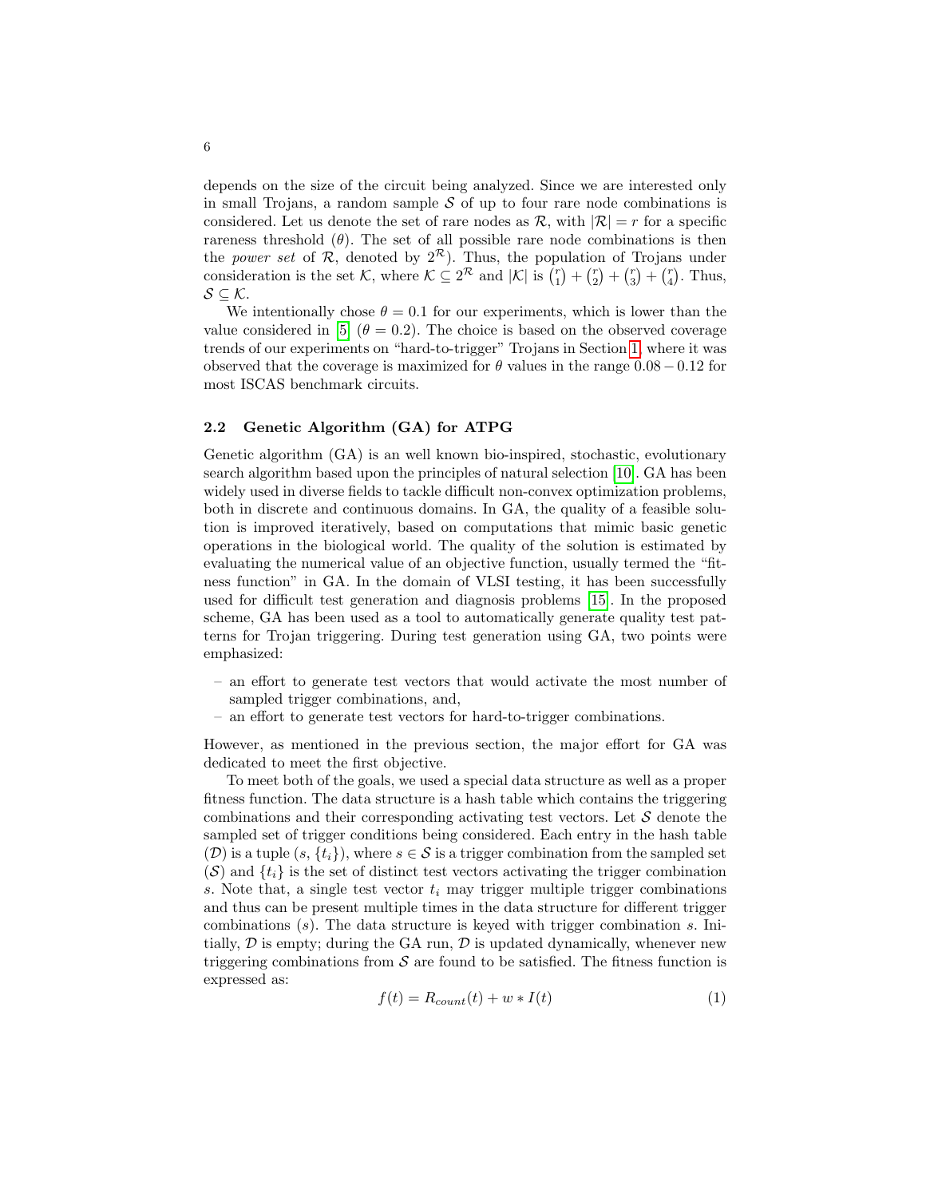depends on the size of the circuit being analyzed. Since we are interested only in small Trojans, a random sample $\mathcal{S}$ of up to four rare node combinations is considered. Let us denote the set of rare nodes as $\mathcal{R}$, with $|\mathcal{R}| = r$ for a specific rareness threshold ($\theta$). The set of all possible rare node combinations is then the *power set* of $\mathcal{R}$, denoted by $2^{\mathcal{R}}$). Thus, the population of Trojans under consideration is the set $\mathcal{K}$, where $\mathcal{K} \subseteq 2^{\mathcal{R}}$ and $|\mathcal{K}|$ is $\binom{r}{1} + \binom{r}{2} + \binom{r}{3} + \binom{r}{4}$. Thus, $\mathcal{S} \subseteq \mathcal{K}$.

We intentionally chose $\theta = 0.1$ for our experiments, which is lower than the value considered in [5] ($\theta = 0.2$). The choice is based on the observed coverage trends of our experiments on "hard-to-trigger" Trojans in Section 1, where it was observed that the coverage is maximized for $\theta$ values in the range $0.08 - 0.12$ for most ISCAS benchmark circuits.

### 2.2 Genetic Algorithm (GA) for ATPG

Genetic algorithm (GA) is an well known bio-inspired, stochastic, evolutionary search algorithm based upon the principles of natural selection [10]. GA has been widely used in diverse fields to tackle difficult non-convex optimization problems, both in discrete and continuous domains. In GA, the quality of a feasible solution is improved iteratively, based on computations that mimic basic genetic operations in the biological world. The quality of the solution is estimated by evaluating the numerical value of an objective function, usually termed the "fitness function" in GA. In the domain of VLSI testing, it has been successfully used for difficult test generation and diagnosis problems [15]. In the proposed scheme, GA has been used as a tool to automatically generate quality test patterns for Trojan triggering. During test generation using GA, two points were emphasized:

- an effort to generate test vectors that would activate the most number of sampled trigger combinations, and,
- an effort to generate test vectors for hard-to-trigger combinations.

However, as mentioned in the previous section, the major effort for GA was dedicated to meet the first objective.

To meet both of the goals, we used a special data structure as well as a proper fitness function. The data structure is a hash table which contains the triggering combinations and their corresponding activating test vectors. Let $\mathcal{S}$ denote the sampled set of trigger conditions being considered. Each entry in the hash table ($\mathcal{D}$) is a tuple $(s, \{t_i\})$, where $s \in \mathcal{S}$ is a trigger combination from the sampled set ($\mathcal{S}$) and $\{t_i\}$ is the set of distinct test vectors activating the trigger combination $s$. Note that, a single test vector $t_i$ may trigger multiple trigger combinations and thus can be present multiple times in the data structure for different trigger combinations ($s$). The data structure is keyed with trigger combination $s$. Initially, $\mathcal{D}$ is empty; during the GA run, $\mathcal{D}$ is updated dynamically, whenever new triggering combinations from $\mathcal{S}$ are found to be satisfied. The fitness function is expressed as:

$$f(t) = R_{count}(t) + w * I(t) \tag{1}$$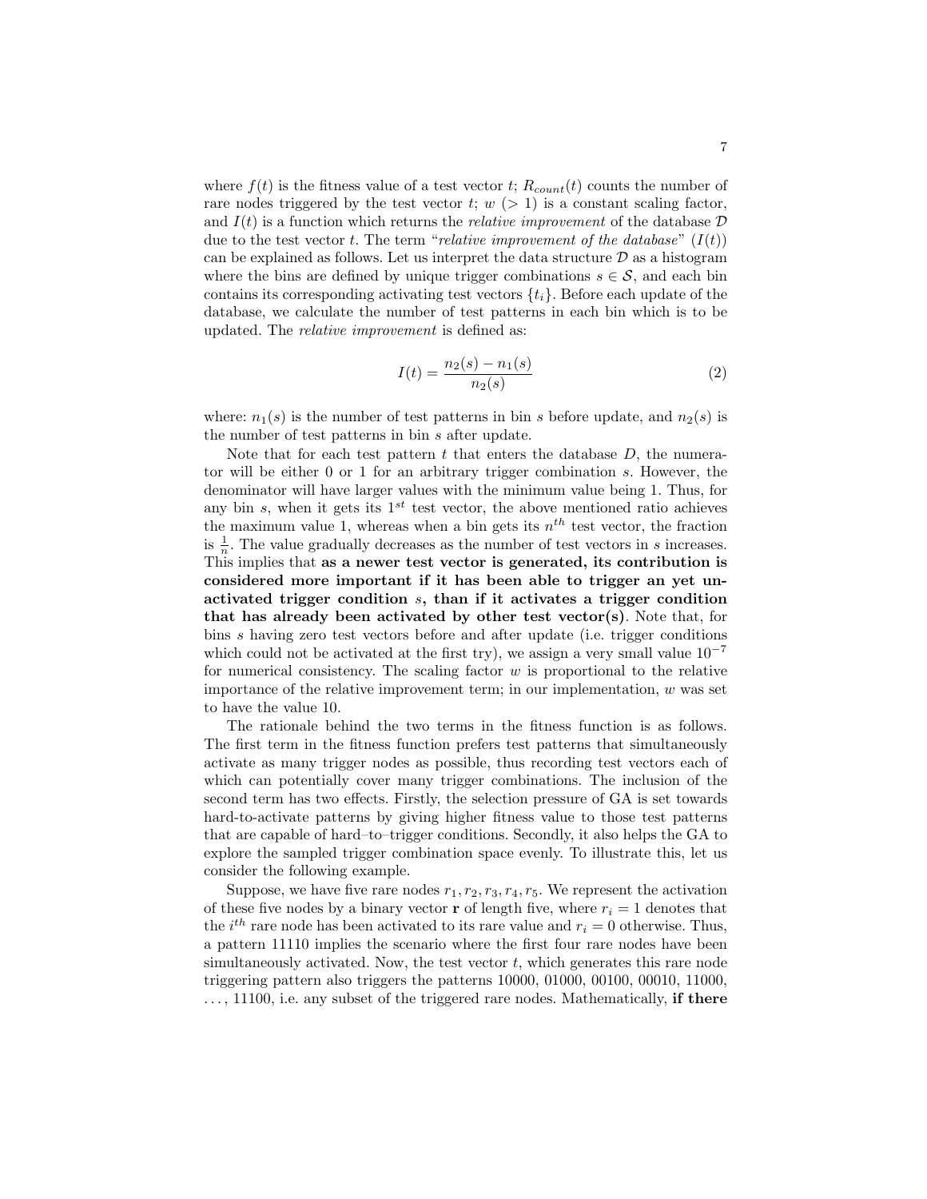where $f(t)$ is the fitness value of a test vector $t$; $R_{count}(t)$ counts the number of rare nodes triggered by the test vector $t$; $w$ ($> 1$) is a constant scaling factor, and $I(t)$ is a function which returns the *relative improvement* of the database $\mathcal{D}$ due to the test vector $t$. The term "*relative improvement of the database*" ($I(t)$) can be explained as follows. Let us interpret the data structure $\mathcal{D}$ as a histogram where the bins are defined by unique trigger combinations $s \in \mathcal{S}$, and each bin contains its corresponding activating test vectors $\{t_i\}$. Before each update of the database, we calculate the number of test patterns in each bin which is to be updated. The *relative improvement* is defined as:

$$I(t) = \frac{n_2(s) - n_1(s)}{n_2(s)} \tag{2}$$

where: $n_1(s)$ is the number of test patterns in bin $s$ before update, and $n_2(s)$ is the number of test patterns in bin $s$ after update.

Note that for each test pattern $t$ that enters the database $D$, the numerator will be either 0 or 1 for an arbitrary trigger combination $s$. However, the denominator will have larger values with the minimum value being 1. Thus, for any bin $s$, when it gets its $1^{st}$ test vector, the above mentioned ratio achieves the maximum value 1, whereas when a bin gets its $n^{th}$ test vector, the fraction is $\frac{1}{n}$. The value gradually decreases as the number of test vectors in $s$ increases. This implies that **as a newer test vector is generated, its contribution is considered more important if it has been able to trigger an yet unactivated trigger condition $s$, than if it activates a trigger condition that has already been activated by other test vector(s)**. Note that, for bins $s$ having zero test vectors before and after update (i.e. trigger conditions which could not be activated at the first try), we assign a very small value $10^{-7}$ for numerical consistency. The scaling factor $w$ is proportional to the relative importance of the relative improvement term; in our implementation, $w$ was set to have the value 10.

The rationale behind the two terms in the fitness function is as follows. The first term in the fitness function prefers test patterns that simultaneously activate as many trigger nodes as possible, thus recording test vectors each of which can potentially cover many trigger combinations. The inclusion of the second term has two effects. Firstly, the selection pressure of GA is set towards hard-to-activate patterns by giving higher fitness value to those test patterns that are capable of hard–to–trigger conditions. Secondly, it also helps the GA to explore the sampled trigger combination space evenly. To illustrate this, let us consider the following example.

Suppose, we have five rare nodes $r_1, r_2, r_3, r_4, r_5$. We represent the activation of these five nodes by a binary vector $\mathbf{r}$ of length five, where $r_i = 1$ denotes that the $i^{th}$ rare node has been activated to its rare value and $r_i = 0$ otherwise. Thus, a pattern 11110 implies the scenario where the first four rare nodes have been simultaneously activated. Now, the test vector $t$, which generates this rare node triggering pattern also triggers the patterns 10000, 01000, 00100, 00010, 11000, ..., 11100, i.e. any subset of the triggered rare nodes. Mathematically, **if there**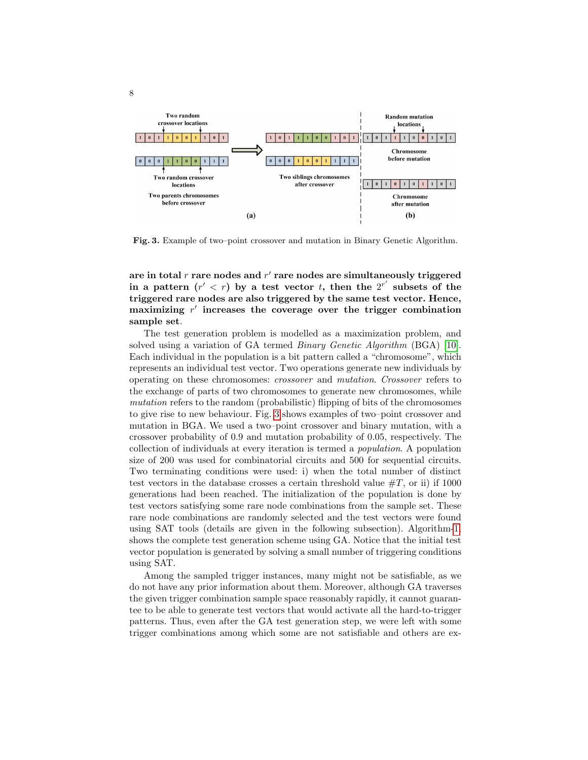**Fig. 3.** Example of two–point crossover and mutation in Binary Genetic Algorithm.

**are in total $r$ rare nodes and $r'$ rare nodes are simultaneously triggered in a pattern ($r' < r$) by a test vector $t$, then the $2^{r'}$ subsets of the triggered rare nodes are also triggered by the same test vector. Hence, maximizing $r'$ increases the coverage over the trigger combination sample set**.

The test generation problem is modelled as a maximization problem, and solved using a variation of GA termed *Binary Genetic Algorithm* (BGA) [10]. Each individual in the population is a bit pattern called a "chromosome", which represents an individual test vector. Two operations generate new individuals by operating on these chromosomes: *crossover* and *mutation*. *Crossover* refers to the exchange of parts of two chromosomes to generate new chromosomes, while *mutation* refers to the random (probabilistic) flipping of bits of the chromosomes to give rise to new behaviour. Fig. 3 shows examples of two–point crossover and mutation in BGA. We used a two–point crossover and binary mutation, with a crossover probability of 0.9 and mutation probability of 0.05, respectively. The collection of individuals at every iteration is termed a *population*. A population size of 200 was used for combinatorial circuits and 500 for sequential circuits. Two terminating conditions were used: i) when the total number of distinct test vectors in the database crosses a certain threshold value $\#T$, or ii) if 1000 generations had been reached. The initialization of the population is done by test vectors satisfying some rare node combinations from the sample set. These rare node combinations are randomly selected and the test vectors were found using SAT tools (details are given in the following subsection). Algorithm-1 shows the complete test generation scheme using GA. Notice that the initial test vector population is generated by solving a small number of triggering conditions using SAT.

Among the sampled trigger instances, many might not be satisfiable, as we do not have any prior information about them. Moreover, although GA traverses the given trigger combination sample space reasonably rapidly, it cannot guarantee to be able to generate test vectors that would activate all the hard-to-trigger patterns. Thus, even after the GA test generation step, we were left with some trigger combinations among which some are not satisfiable and others are ex-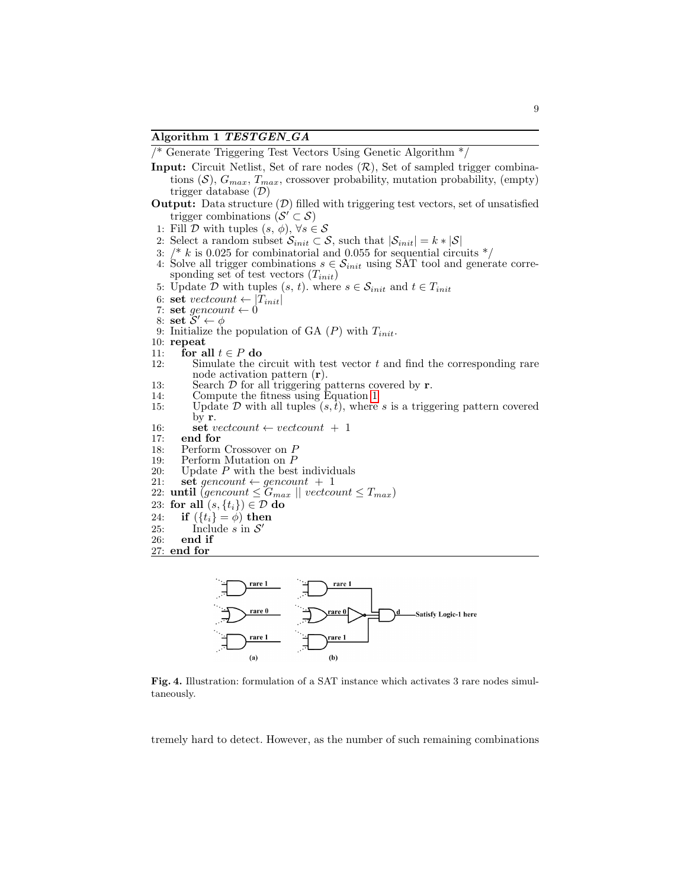**Algorithm 1** ***TESTGEN_GA***

/* Generate Triggering Test Vectors Using Genetic Algorithm */

**Input:** Circuit Netlist, Set of rare nodes ($\mathcal{R}$), Set of sampled trigger combinations ($\mathcal{S}$), $G_{max}$, $T_{max}$, crossover probability, mutation probability, (empty) trigger database ($\mathcal{D}$)

**Output:** Data structure ($\mathcal{D}$) filled with triggering test vectors, set of unsatisfied trigger combinations ($\mathcal{S}' \subset \mathcal{S}$)

1: Fill $\mathcal{D}$ with tuples ($s$, $\phi$), $\forall s \in \mathcal{S}$
2: Select a random subset $\mathcal{S}_{init} \subset \mathcal{S}$, such that $|\mathcal{S}_{init}| = k * |\mathcal{S}|$
3: /* $k$ is 0.025 for combinatorial and 0.055 for sequential circuits */
4: Solve all trigger combinations $s \in \mathcal{S}_{init}$ using SAT tool and generate corresponding set of test vectors ($T_{init}$)
5: Update $\mathcal{D}$ with tuples ($s$, $t$). where $s \in \mathcal{S}_{init}$ and $t \in T_{init}$
6: **set** $vectcount \leftarrow |T_{init}|$
7: **set** $gencount \leftarrow 0$
8: **set** $\mathcal{S}' \leftarrow \phi$
9: Initialize the population of GA ($P$) with $T_{init}$.
10: **repeat**
11: &nbsp;&nbsp;&nbsp;**for all** $t \in P$ **do**
12: &nbsp;&nbsp;&nbsp;&nbsp;&nbsp;&nbsp;Simulate the circuit with test vector $t$ and find the corresponding rare node activation pattern ($\mathbf{r}$).
13: &nbsp;&nbsp;&nbsp;&nbsp;&nbsp;&nbsp;Search $\mathcal{D}$ for all triggering patterns covered by $\mathbf{r}$.
14: &nbsp;&nbsp;&nbsp;&nbsp;&nbsp;&nbsp;Compute the fitness using Equation 1
15: &nbsp;&nbsp;&nbsp;&nbsp;&nbsp;&nbsp;Update $\mathcal{D}$ with all tuples $(s, t)$, where $s$ is a triggering pattern covered by $\mathbf{r}$.
16: &nbsp;&nbsp;&nbsp;&nbsp;&nbsp;&nbsp;**set** $vectcount \leftarrow vectcount + 1$
17: &nbsp;&nbsp;&nbsp;**end for**
18: &nbsp;&nbsp;&nbsp;Perform Crossover on $P$
19: &nbsp;&nbsp;&nbsp;Perform Mutation on $P$
20: &nbsp;&nbsp;&nbsp;Update $P$ with the best individuals
21: &nbsp;&nbsp;&nbsp;**set** $gencount \leftarrow gencount + 1$
22: **until** ($gencount \leq G_{max}$ || $vectcount \leq T_{max}$)
23: **for all** $(s, \{t_i\}) \in \mathcal{D}$ **do**
24: &nbsp;&nbsp;&nbsp;**if** ($\{t_i\} = \phi$) **then**
25: &nbsp;&nbsp;&nbsp;&nbsp;&nbsp;&nbsp;Include $s$ in $\mathcal{S}'$
26: &nbsp;&nbsp;&nbsp;**end if**
27: **end for**

**Fig. 4.** Illustration: formulation of a SAT instance which activates 3 rare nodes simultaneously.

tremely hard to detect. However, as the number of such remaining combinations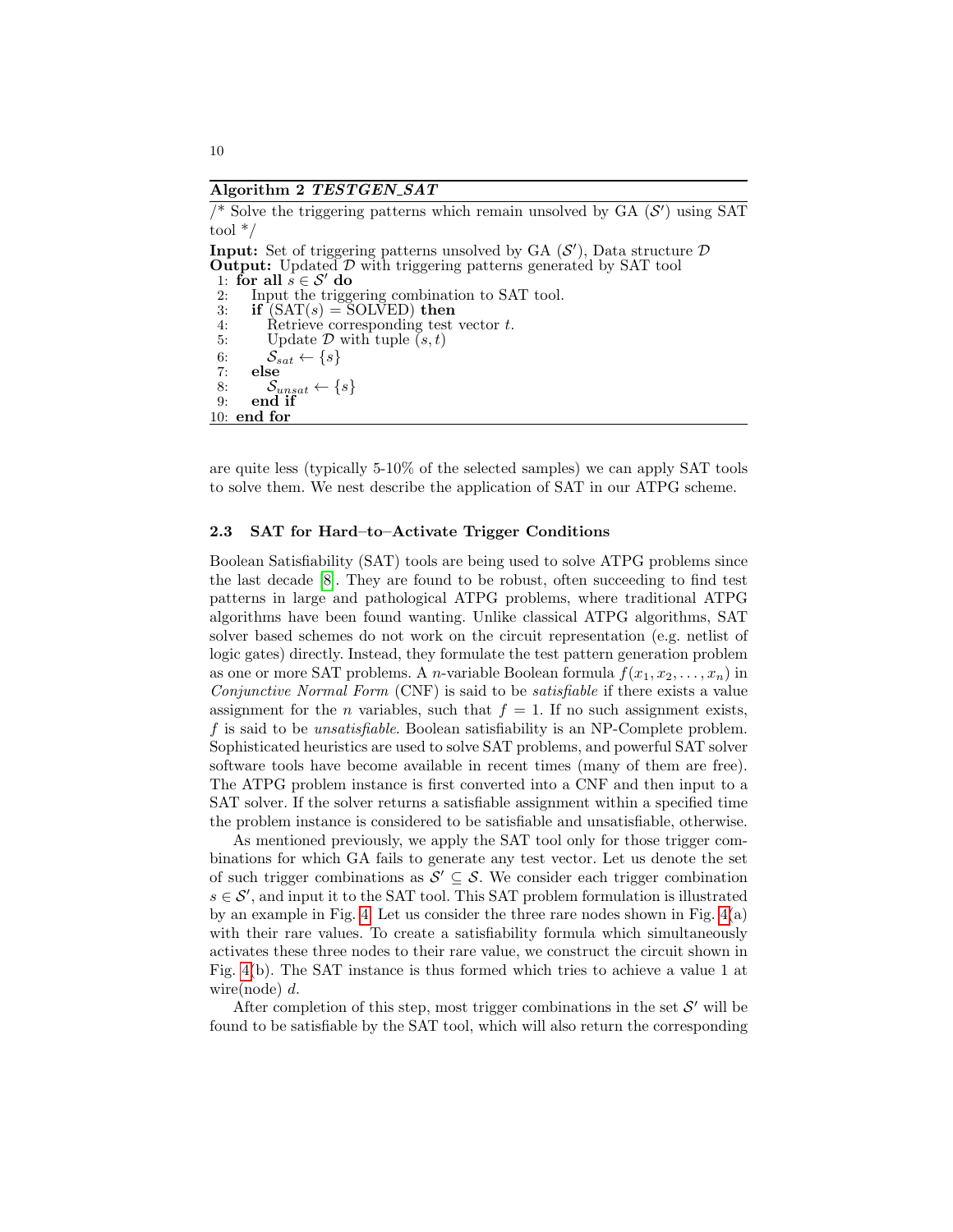**Algorithm 2** ***TESTGEN_SAT***

/* Solve the triggering patterns which remain unsolved by GA ($\mathcal{S}'$) using SAT tool */

**Input:** Set of triggering patterns unsolved by GA ($\mathcal{S}'$), Data structure $\mathcal{D}$
**Output:** Updated $\mathcal{D}$ with triggering patterns generated by SAT tool

```
1: for all s ∈ S' do
2:    Input the triggering combination to SAT tool.
3:    if (SAT(s) = SOLVED) then
4:       Retrieve corresponding test vector t.
5:       Update D with tuple (s, t)
6:       S_sat ← {s}
7:    else
8:       S_unsat ← {s}
9:    end if
10: end for
```

are quite less (typically 5-10% of the selected samples) we can apply SAT tools to solve them. We nest describe the application of SAT in our ATPG scheme.

### 2.3 SAT for Hard–to–Activate Trigger Conditions

Boolean Satisfiability (SAT) tools are being used to solve ATPG problems since the last decade [8]. They are found to be robust, often succeeding to find test patterns in large and pathological ATPG problems, where traditional ATPG algorithms have been found wanting. Unlike classical ATPG algorithms, SAT solver based schemes do not work on the circuit representation (e.g. netlist of logic gates) directly. Instead, they formulate the test pattern generation problem as one or more SAT problems. A $n$-variable Boolean formula $f(x_1, x_2, \ldots, x_n)$ in *Conjunctive Normal Form* (CNF) is said to be *satisfiable* if there exists a value assignment for the $n$ variables, such that $f = 1$. If no such assignment exists, $f$ is said to be *unsatisfiable*. Boolean satisfiability is an NP-Complete problem. Sophisticated heuristics are used to solve SAT problems, and powerful SAT solver software tools have become available in recent times (many of them are free). The ATPG problem instance is first converted into a CNF and then input to a SAT solver. If the solver returns a satisfiable assignment within a specified time the problem instance is considered to be satisfiable and unsatisfiable, otherwise.

As mentioned previously, we apply the SAT tool only for those trigger combinations for which GA fails to generate any test vector. Let us denote the set of such trigger combinations as $\mathcal{S}' \subseteq \mathcal{S}$. We consider each trigger combination $s \in \mathcal{S}'$, and input it to the SAT tool. This SAT problem formulation is illustrated by an example in Fig. 4. Let us consider the three rare nodes shown in Fig. 4(a) with their rare values. To create a satisfiability formula which simultaneously activates these three nodes to their rare value, we construct the circuit shown in Fig. 4(b). The SAT instance is thus formed which tries to achieve a value 1 at wire(node) $d$.

After completion of this step, most trigger combinations in the set $\mathcal{S}'$ will be found to be satisfiable by the SAT tool, which will also return the corresponding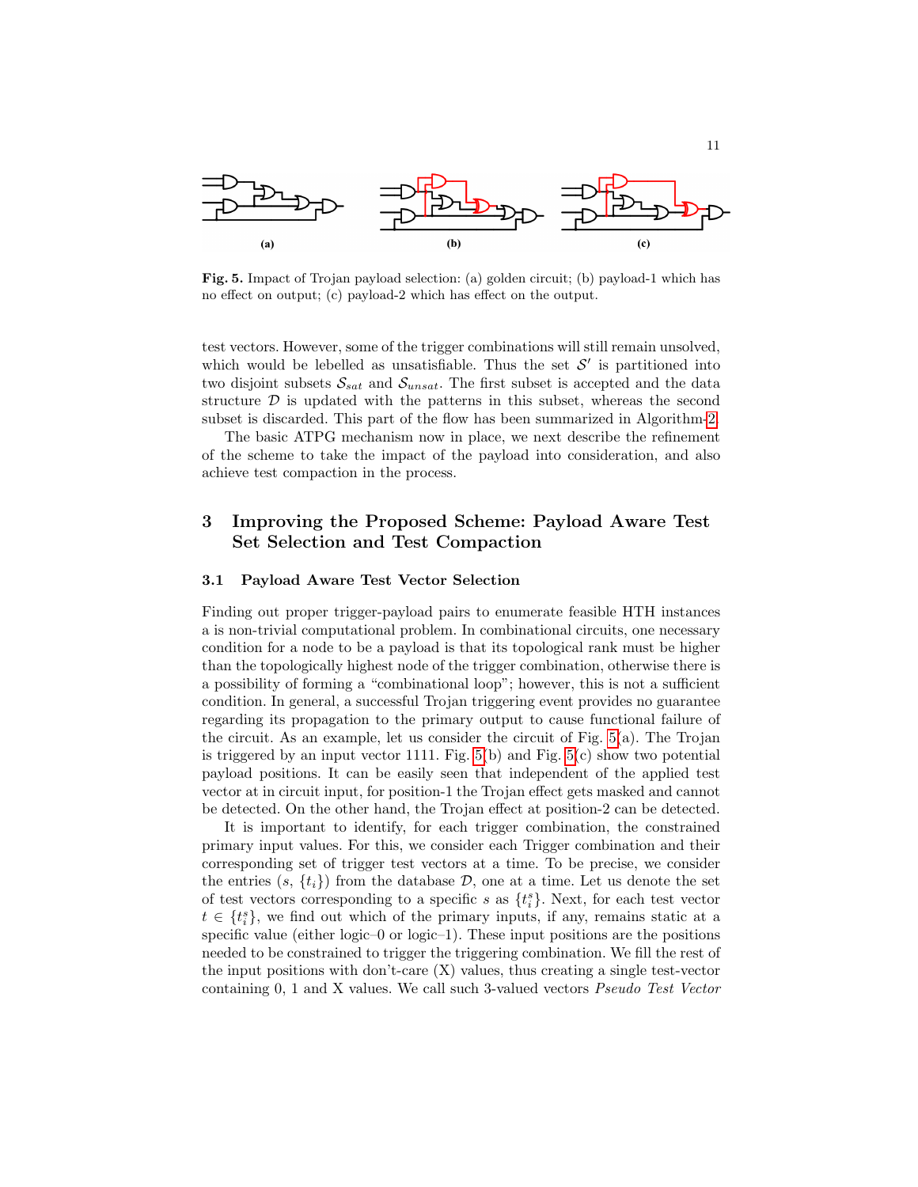**Fig. 5.** Impact of Trojan payload selection: (a) golden circuit; (b) payload-1 which has no effect on output; (c) payload-2 which has effect on the output.

test vectors. However, some of the trigger combinations will still remain unsolved, which would be lebelled as unsatisfiable. Thus the set $\mathcal{S}'$ is partitioned into two disjoint subsets $\mathcal{S}_{sat}$ and $\mathcal{S}_{unsat}$. The first subset is accepted and the data structure $\mathcal{D}$ is updated with the patterns in this subset, whereas the second subset is discarded. This part of the flow has been summarized in Algorithm-2.

The basic ATPG mechanism now in place, we next describe the refinement of the scheme to take the impact of the payload into consideration, and also achieve test compaction in the process.

## 3 Improving the Proposed Scheme: Payload Aware Test Set Selection and Test Compaction

### 3.1 Payload Aware Test Vector Selection

Finding out proper trigger-payload pairs to enumerate feasible HTH instances a is non-trivial computational problem. In combinational circuits, one necessary condition for a node to be a payload is that its topological rank must be higher than the topologically highest node of the trigger combination, otherwise there is a possibility of forming a "combinational loop"; however, this is not a sufficient condition. In general, a successful Trojan triggering event provides no guarantee regarding its propagation to the primary output to cause functional failure of the circuit. As an example, let us consider the circuit of Fig. 5(a). The Trojan is triggered by an input vector 1111. Fig. 5(b) and Fig. 5(c) show two potential payload positions. It can be easily seen that independent of the applied test vector at in circuit input, for position-1 the Trojan effect gets masked and cannot be detected. On the other hand, the Trojan effect at position-2 can be detected.

It is important to identify, for each trigger combination, the constrained primary input values. For this, we consider each Trigger combination and their corresponding set of trigger test vectors at a time. To be precise, we consider the entries ($s$, $\{t_i\}$) from the database $\mathcal{D}$, one at a time. Let us denote the set of test vectors corresponding to a specific $s$ as $\{t_i^s\}$. Next, for each test vector $t \in \{t_i^s\}$, we find out which of the primary inputs, if any, remains static at a specific value (either logic–0 or logic–1). These input positions are the positions needed to be constrained to trigger the triggering combination. We fill the rest of the input positions with don't-care (X) values, thus creating a single test-vector containing 0, 1 and X values. We call such 3-valued vectors *Pseudo Test Vector*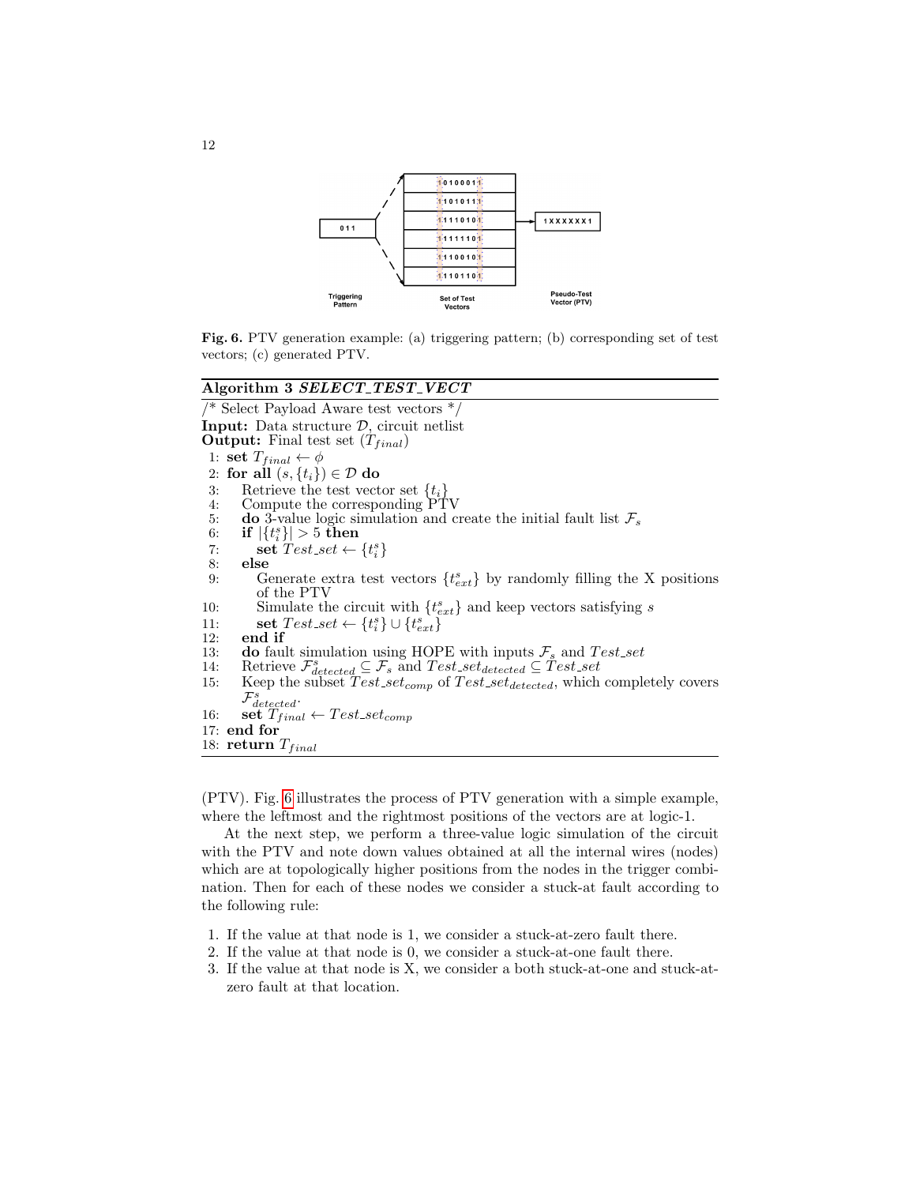**Fig. 6.** PTV generation example: (a) triggering pattern; (b) corresponding set of test vectors; (c) generated PTV.

---

**Algorithm 3** ***SELECT_TEST_VECT***

---

/* Select Payload Aware test vectors */
**Input:** Data structure $\mathcal{D}$, circuit netlist
**Output:** Final test set ($T_{final}$)

1: **set** $T_{final} \leftarrow \phi$
2: **for all** $(s, \{t_i\}) \in \mathcal{D}$ **do**
3: &nbsp;&nbsp;&nbsp;Retrieve the test vector set $\{t_i\}$
4: &nbsp;&nbsp;&nbsp;Compute the corresponding PTV
5: &nbsp;&nbsp;&nbsp;**do** 3-value logic simulation and create the initial fault list $\mathcal{F}_s$
6: &nbsp;&nbsp;&nbsp;**if** $|\{t_i^s\}| > 5$ **then**
7: &nbsp;&nbsp;&nbsp;&nbsp;&nbsp;&nbsp;**set** $Test\_set \leftarrow \{t_i^s\}$
8: &nbsp;&nbsp;&nbsp;**else**
9: &nbsp;&nbsp;&nbsp;&nbsp;&nbsp;&nbsp;Generate extra test vectors $\{t_{ext}^s\}$ by randomly filling the X positions of the PTV
10: &nbsp;&nbsp;&nbsp;&nbsp;&nbsp;&nbsp;Simulate the circuit with $\{t_{ext}^s\}$ and keep vectors satisfying $s$
11: &nbsp;&nbsp;&nbsp;&nbsp;&nbsp;&nbsp;**set** $Test\_set \leftarrow \{t_i^s\} \cup \{t_{ext}^s\}$
12: &nbsp;&nbsp;&nbsp;**end if**
13: &nbsp;&nbsp;&nbsp;**do** fault simulation using HOPE with inputs $\mathcal{F}_s$ and $Test\_set$
14: &nbsp;&nbsp;&nbsp;Retrieve $\mathcal{F}_{detected}^s \subseteq \mathcal{F}_s$ and $Test\_set_{detected} \subseteq Test\_set$
15: &nbsp;&nbsp;&nbsp;Keep the subset $Test\_set_{comp}$ of $Test\_set_{detected}$, which completely covers $\mathcal{F}_{detected}^s$.
16: &nbsp;&nbsp;&nbsp;**set** $T_{final} \leftarrow Test\_set_{comp}$
17: **end for**
18: **return** $T_{final}$

---

(PTV). Fig. 6 illustrates the process of PTV generation with a simple example, where the leftmost and the rightmost positions of the vectors are at logic-1.

At the next step, we perform a three-value logic simulation of the circuit with the PTV and note down values obtained at all the internal wires (nodes) which are at topologically higher positions from the nodes in the trigger combination. Then for each of these nodes we consider a stuck-at fault according to the following rule:

1. If the value at that node is 1, we consider a stuck-at-zero fault there.
2. If the value at that node is 0, we consider a stuck-at-one fault there.
3. If the value at that node is X, we consider a both stuck-at-one and stuck-at-zero fault at that location.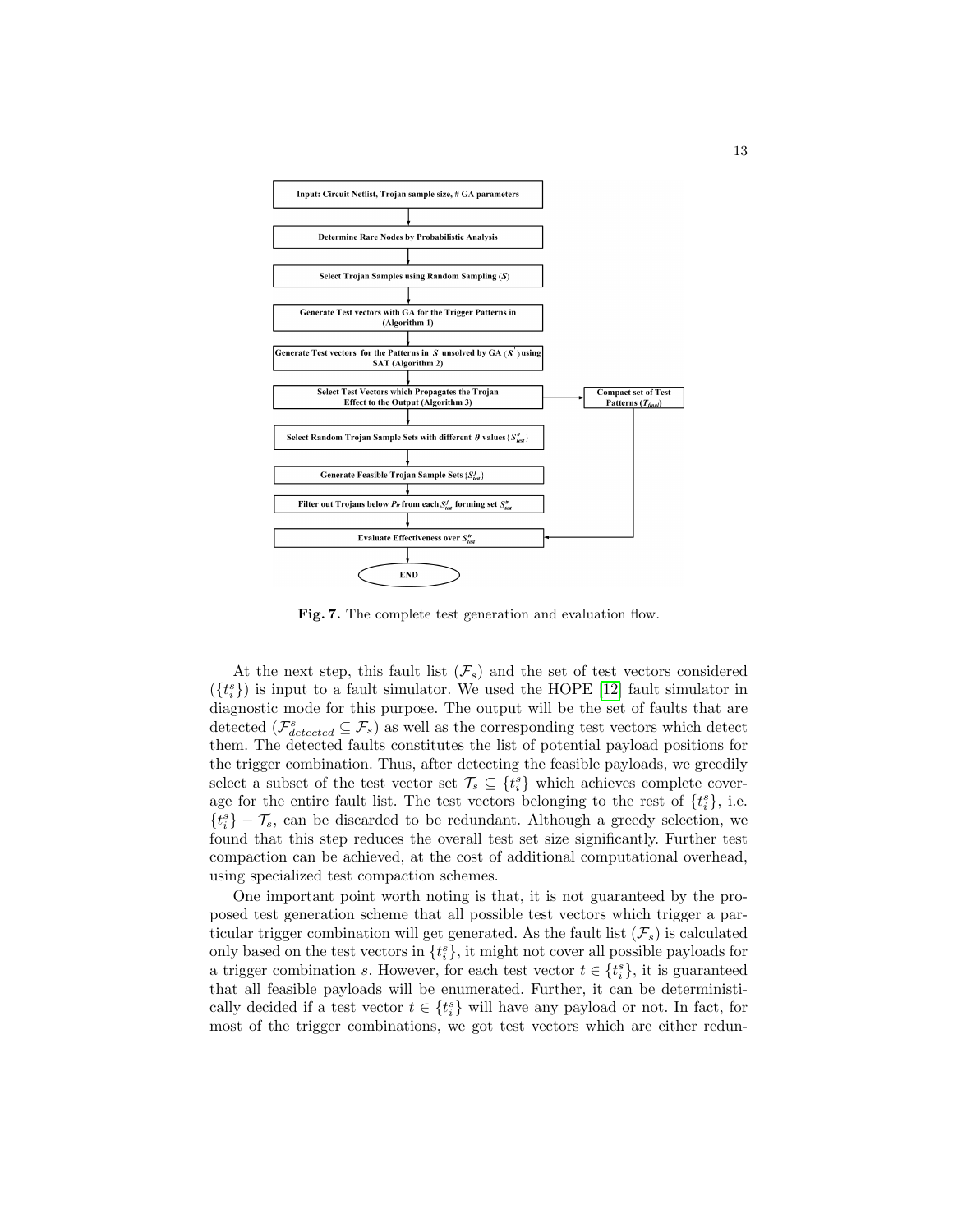Input: Circuit Netlist, Trojan sample size, # GA parameters

Determine Rare Nodes by Probabilistic Analysis

Select Trojan Samples using Random Sampling ($S$)

Generate Test vectors with GA for the Trigger Patterns in (Algorithm 1)

Generate Test vectors for the Patterns in $S$ unsolved by GA ($S'$) using SAT (Algorithm 2)

Select Test Vectors which Propagates the Trojan Effect to the Output (Algorithm 3)

Compact set of Test Patterns ($T_{final}$)

Select Random Trojan Sample Sets with different $\theta$ values $\{S^{\theta}_{test}\}$

Generate Feasible Trojan Sample Sets $\{S^{f}_{test}\}$

Filter out Trojans below $P_{\theta}$ from each $S^{f}_{test}$ forming set $S^{\pi}_{test}$

Evaluate Effectiveness over $S^{\pi}_{test}$

END

**Fig. 7.** The complete test generation and evaluation flow.

At the next step, this fault list ($\mathcal{F}_s$) and the set of test vectors considered ($\{t_i^s\}$) is input to a fault simulator. We used the HOPE [12] fault simulator in diagnostic mode for this purpose. The output will be the set of faults that are detected ($\mathcal{F}^s_{detected} \subseteq \mathcal{F}_s$) as well as the corresponding test vectors which detect them. The detected faults constitutes the list of potential payload positions for the trigger combination. Thus, after detecting the feasible payloads, we greedily select a subset of the test vector set $\mathcal{T}_s \subseteq \{t_i^s\}$ which achieves complete coverage for the entire fault list. The test vectors belonging to the rest of $\{t_i^s\}$, i.e. $\{t_i^s\} - \mathcal{T}_s$, can be discarded to be redundant. Although a greedy selection, we found that this step reduces the overall test set size significantly. Further test compaction can be achieved, at the cost of additional computational overhead, using specialized test compaction schemes.

One important point worth noting is that, it is not guaranteed by the proposed test generation scheme that all possible test vectors which trigger a particular trigger combination will get generated. As the fault list ($\mathcal{F}_s$) is calculated only based on the test vectors in $\{t_i^s\}$, it might not cover all possible payloads for a trigger combination $s$. However, for each test vector $t \in \{t_i^s\}$, it is guaranteed that all feasible payloads will be enumerated. Further, it can be deterministically decided if a test vector $t \in \{t_i^s\}$ will have any payload or not. In fact, for most of the trigger combinations, we got test vectors which are either redun-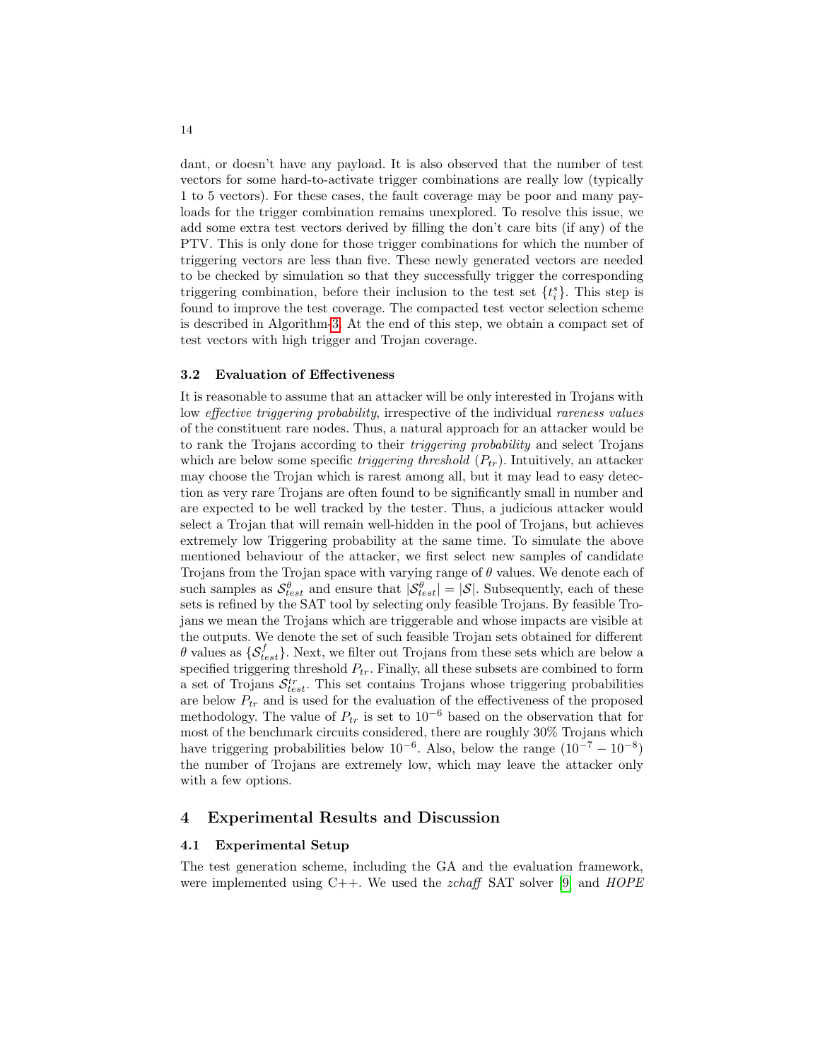dant, or doesn't have any payload. It is also observed that the number of test vectors for some hard-to-activate trigger combinations are really low (typically 1 to 5 vectors). For these cases, the fault coverage may be poor and many payloads for the trigger combination remains unexplored. To resolve this issue, we add some extra test vectors derived by filling the don't care bits (if any) of the PTV. This is only done for those trigger combinations for which the number of triggering vectors are less than five. These newly generated vectors are needed to be checked by simulation so that they successfully trigger the corresponding triggering combination, before their inclusion to the test set $\{t_i^s\}$. This step is found to improve the test coverage. The compacted test vector selection scheme is described in Algorithm-3. At the end of this step, we obtain a compact set of test vectors with high trigger and Trojan coverage.

### 3.2 Evaluation of Effectiveness

It is reasonable to assume that an attacker will be only interested in Trojans with low *effective triggering probability*, irrespective of the individual *rareness values* of the constituent rare nodes. Thus, a natural approach for an attacker would be to rank the Trojans according to their *triggering probability* and select Trojans which are below some specific *triggering threshold* ($P_{tr}$). Intuitively, an attacker may choose the Trojan which is rarest among all, but it may lead to easy detection as very rare Trojans are often found to be significantly small in number and are expected to be well tracked by the tester. Thus, a judicious attacker would select a Trojan that will remain well-hidden in the pool of Trojans, but achieves extremely low Triggering probability at the same time. To simulate the above mentioned behaviour of the attacker, we first select new samples of candidate Trojans from the Trojan space with varying range of $\theta$ values. We denote each of such samples as $\mathcal{S}_{test}^{\theta}$ and ensure that $|\mathcal{S}_{test}^{\theta}| = |\mathcal{S}|$. Subsequently, each of these sets is refined by the SAT tool by selecting only feasible Trojans. By feasible Trojans we mean the Trojans which are triggerable and whose impacts are visible at the outputs. We denote the set of such feasible Trojan sets obtained for different $\theta$ values as $\{\mathcal{S}_{test}^{f}\}$. Next, we filter out Trojans from these sets which are below a specified triggering threshold $P_{tr}$. Finally, all these subsets are combined to form a set of Trojans $\mathcal{S}_{test}^{tr}$. This set contains Trojans whose triggering probabilities are below $P_{tr}$ and is used for the evaluation of the effectiveness of the proposed methodology. The value of $P_{tr}$ is set to $10^{-6}$ based on the observation that for most of the benchmark circuits considered, there are roughly 30% Trojans which have triggering probabilities below $10^{-6}$. Also, below the range $(10^{-7} - 10^{-8})$ the number of Trojans are extremely low, which may leave the attacker only with a few options.

## 4 Experimental Results and Discussion

### 4.1 Experimental Setup

The test generation scheme, including the GA and the evaluation framework, were implemented using C++. We used the *zchaff* SAT solver [9] and *HOPE*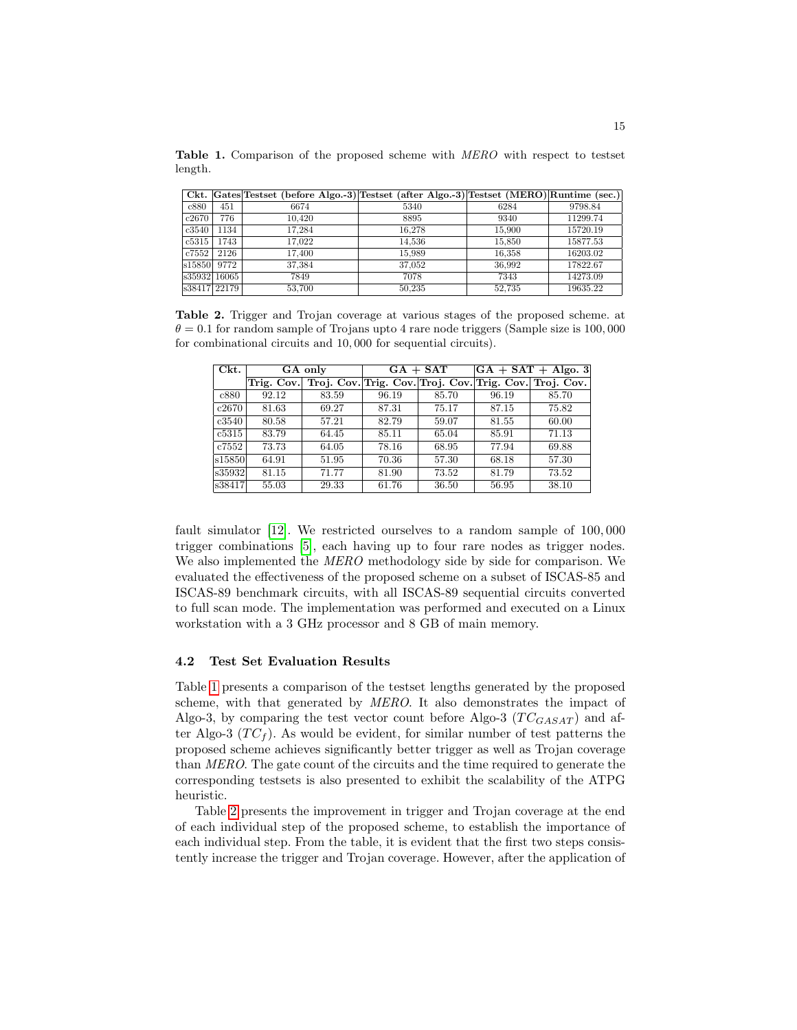**Table 1.** Comparison of the proposed scheme with *MERO* with respect to testset length.

| Ckt. | Gates | Testset (before Algo.-3) | Testset (after Algo.-3) | Testset (MERO) | Runtime (sec.) |
|---|---|---|---|---|---|
| c880 | 451 | 6674 | 5340 | 6284 | 9798.84 |
| c2670 | 776 | 10,420 | 8895 | 9340 | 11299.74 |
| c3540 | 1134 | 17,284 | 16,278 | 15,900 | 15720.19 |
| c5315 | 1743 | 17,022 | 14,536 | 15,850 | 15877.53 |
| c7552 | 2126 | 17,400 | 15,989 | 16,358 | 16203.02 |
| s15850 | 9772 | 37,384 | 37,052 | 36,992 | 17822.67 |
| s35932 | 16065 | 7849 | 7078 | 7343 | 14273.09 |
| s38417 | 22179 | 53,700 | 50,235 | 52,735 | 19635.22 |

**Table 2.** Trigger and Trojan coverage at various stages of the proposed scheme. at $\theta = 0.1$ for random sample of Trojans upto 4 rare node triggers (Sample size is $100,000$ for combinational circuits and $10,000$ for sequential circuits).

| Ckt. | GA only | | GA + SAT | | GA + SAT + Algo. 3 | |
|---|---|---|---|---|---|---|
| | Trig. Cov. | Troj. Cov. | Trig. Cov. | Troj. Cov. | Trig. Cov. | Troj. Cov. |
| c880 | 92.12 | 83.59 | 96.19 | 85.70 | 96.19 | 85.70 |
| c2670 | 81.63 | 69.27 | 87.31 | 75.17 | 87.15 | 75.82 |
| c3540 | 80.58 | 57.21 | 82.79 | 59.07 | 81.55 | 60.00 |
| c5315 | 83.79 | 64.45 | 85.11 | 65.04 | 85.91 | 71.13 |
| c7552 | 73.73 | 64.05 | 78.16 | 68.95 | 77.94 | 69.88 |
| s15850 | 64.91 | 51.95 | 70.36 | 57.30 | 68.18 | 57.30 |
| s35932 | 81.15 | 71.77 | 81.90 | 73.52 | 81.79 | 73.52 |
| s38417 | 55.03 | 29.33 | 61.76 | 36.50 | 56.95 | 38.10 |

fault simulator [12]. We restricted ourselves to a random sample of $100,000$ trigger combinations [5], each having up to four rare nodes as trigger nodes. We also implemented the *MERO* methodology side by side for comparison. We evaluated the effectiveness of the proposed scheme on a subset of ISCAS-85 and ISCAS-89 benchmark circuits, with all ISCAS-89 sequential circuits converted to full scan mode. The implementation was performed and executed on a Linux workstation with a 3 GHz processor and 8 GB of main memory.

### 4.2 Test Set Evaluation Results

Table 1 presents a comparison of the testset lengths generated by the proposed scheme, with that generated by *MERO*. It also demonstrates the impact of Algo-3, by comparing the test vector count before Algo-3 ($TC_{GASAT}$) and after Algo-3 ($TC_f$). As would be evident, for similar number of test patterns the proposed scheme achieves significantly better trigger as well as Trojan coverage than *MERO*. The gate count of the circuits and the time required to generate the corresponding testsets is also presented to exhibit the scalability of the ATPG heuristic.

Table 2 presents the improvement in trigger and Trojan coverage at the end of each individual step of the proposed scheme, to establish the importance of each individual step. From the table, it is evident that the first two steps consistently increase the trigger and Trojan coverage. However, after the application of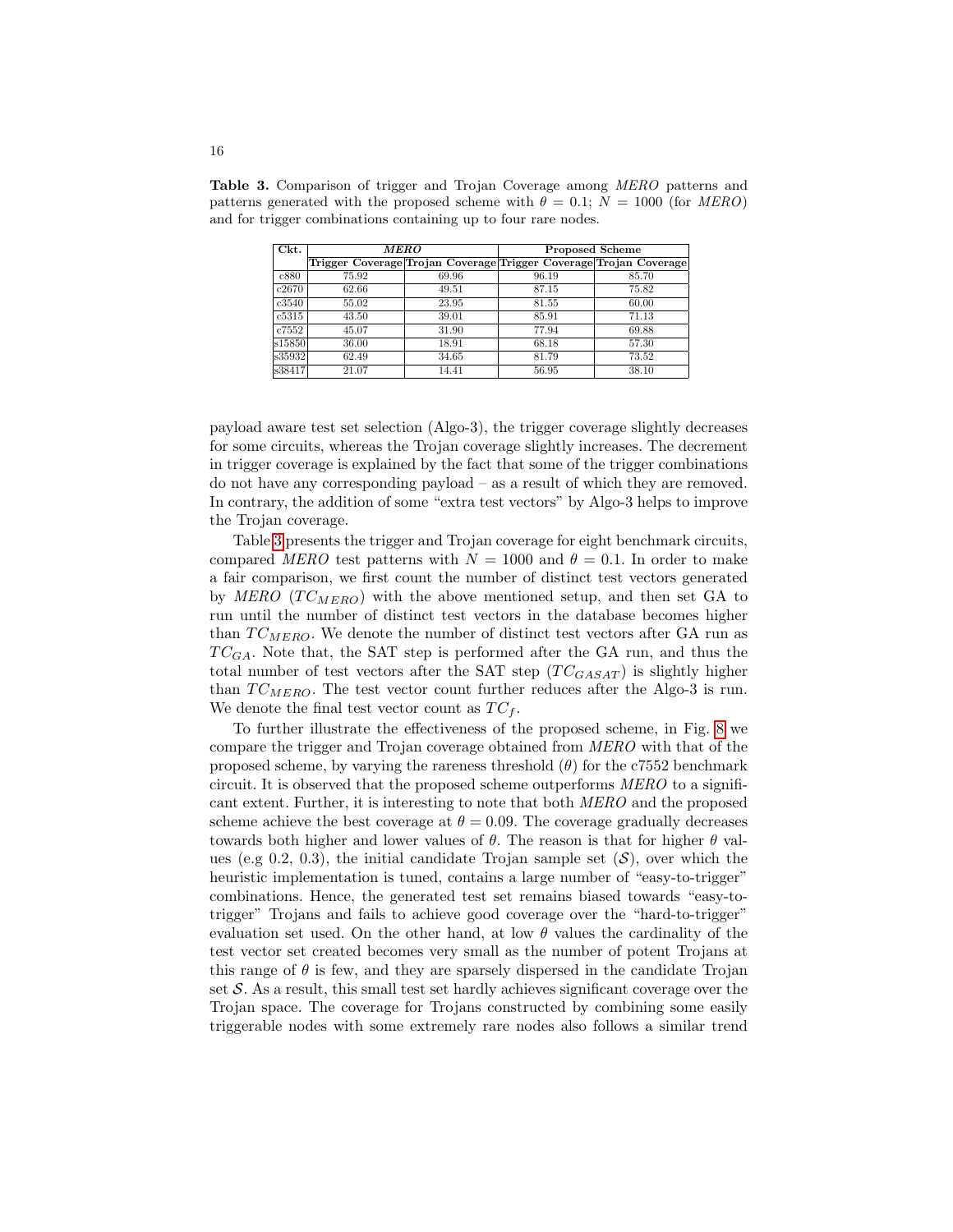**Table 3.** Comparison of trigger and Trojan Coverage among *MERO* patterns and patterns generated with the proposed scheme with $\theta = 0.1$; $N = 1000$ (for *MERO*) and for trigger combinations containing up to four rare nodes.

| Ckt. | *MERO* | | Proposed Scheme | |
|---|---|---|---|---|
| | Trigger Coverage | Trojan Coverage | Trigger Coverage | Trojan Coverage |
| c880 | 75.92 | 69.96 | 96.19 | 85.70 |
| c2670 | 62.66 | 49.51 | 87.15 | 75.82 |
| c3540 | 55.02 | 23.95 | 81.55 | 60.00 |
| c5315 | 43.50 | 39.01 | 85.91 | 71.13 |
| c7552 | 45.07 | 31.90 | 77.94 | 69.88 |
| s15850 | 36.00 | 18.91 | 68.18 | 57.30 |
| s35932 | 62.49 | 34.65 | 81.79 | 73.52 |
| s38417 | 21.07 | 14.41 | 56.95 | 38.10 |

payload aware test set selection (Algo-3), the trigger coverage slightly decreases for some circuits, whereas the Trojan coverage slightly increases. The decrement in trigger coverage is explained by the fact that some of the trigger combinations do not have any corresponding payload – as a result of which they are removed. In contrary, the addition of some "extra test vectors" by Algo-3 helps to improve the Trojan coverage.

Table 3 presents the trigger and Trojan coverage for eight benchmark circuits, compared *MERO* test patterns with $N = 1000$ and $\theta = 0.1$. In order to make a fair comparison, we first count the number of distinct test vectors generated by *MERO* ($TC_{MERO}$) with the above mentioned setup, and then set GA to run until the number of distinct test vectors in the database becomes higher than $TC_{MERO}$. We denote the number of distinct test vectors after GA run as $TC_{GA}$. Note that, the SAT step is performed after the GA run, and thus the total number of test vectors after the SAT step ($TC_{GASAT}$) is slightly higher than $TC_{MERO}$. The test vector count further reduces after the Algo-3 is run. We denote the final test vector count as $TC_f$.

To further illustrate the effectiveness of the proposed scheme, in Fig. 8 we compare the trigger and Trojan coverage obtained from *MERO* with that of the proposed scheme, by varying the rareness threshold ($\theta$) for the c7552 benchmark circuit. It is observed that the proposed scheme outperforms *MERO* to a significant extent. Further, it is interesting to note that both *MERO* and the proposed scheme achieve the best coverage at $\theta = 0.09$. The coverage gradually decreases towards both higher and lower values of $\theta$. The reason is that for higher $\theta$ values (e.g 0.2, 0.3), the initial candidate Trojan sample set ($\mathcal{S}$), over which the heuristic implementation is tuned, contains a large number of "easy-to-trigger" combinations. Hence, the generated test set remains biased towards "easy-to-trigger" Trojans and fails to achieve good coverage over the "hard-to-trigger" evaluation set used. On the other hand, at low $\theta$ values the cardinality of the test vector set created becomes very small as the number of potent Trojans at this range of $\theta$ is few, and they are sparsely dispersed in the candidate Trojan set $\mathcal{S}$. As a result, this small test set hardly achieves significant coverage over the Trojan space. The coverage for Trojans constructed by combining some easily triggerable nodes with some extremely rare nodes also follows a similar trend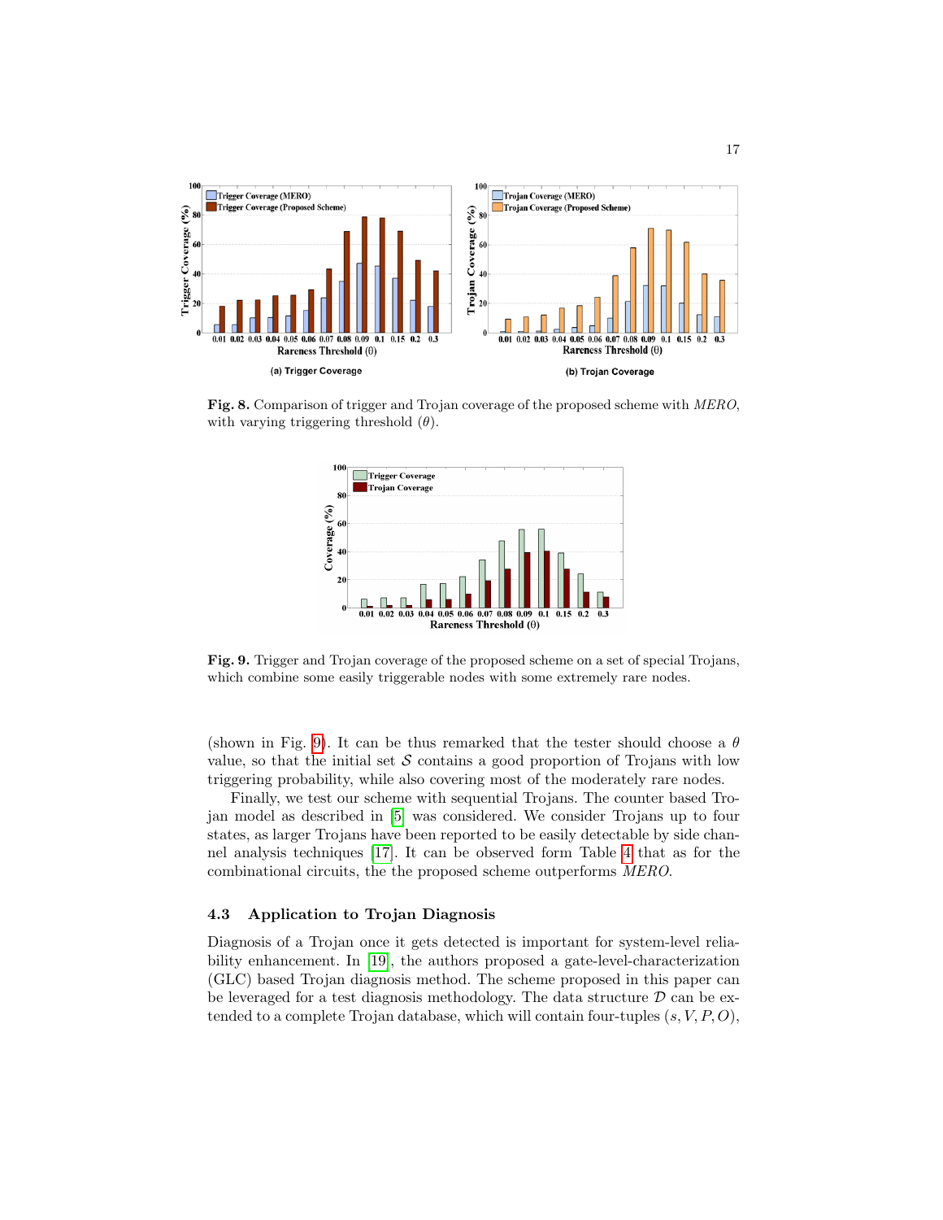**Fig. 8.** Comparison of trigger and Trojan coverage of the proposed scheme with *MERO*, with varying triggering threshold ($\theta$).

**Fig. 9.** Trigger and Trojan coverage of the proposed scheme on a set of special Trojans, which combine some easily triggerable nodes with some extremely rare nodes.

(shown in Fig. 9). It can be thus remarked that the tester should choose a $\theta$ value, so that the initial set $\mathcal{S}$ contains a good proportion of Trojans with low triggering probability, while also covering most of the moderately rare nodes.

Finally, we test our scheme with sequential Trojans. The counter based Trojan model as described in [5] was considered. We consider Trojans up to four states, as larger Trojans have been reported to be easily detectable by side channel analysis techniques [17]. It can be observed form Table 4 that as for the combinational circuits, the the proposed scheme outperforms *MERO*.

### 4.3 Application to Trojan Diagnosis

Diagnosis of a Trojan once it gets detected is important for system-level reliability enhancement. In [19], the authors proposed a gate-level-characterization (GLC) based Trojan diagnosis method. The scheme proposed in this paper can be leveraged for a test diagnosis methodology. The data structure $\mathcal{D}$ can be extended to a complete Trojan database, which will contain four-tuples $(s, V, P, O)$,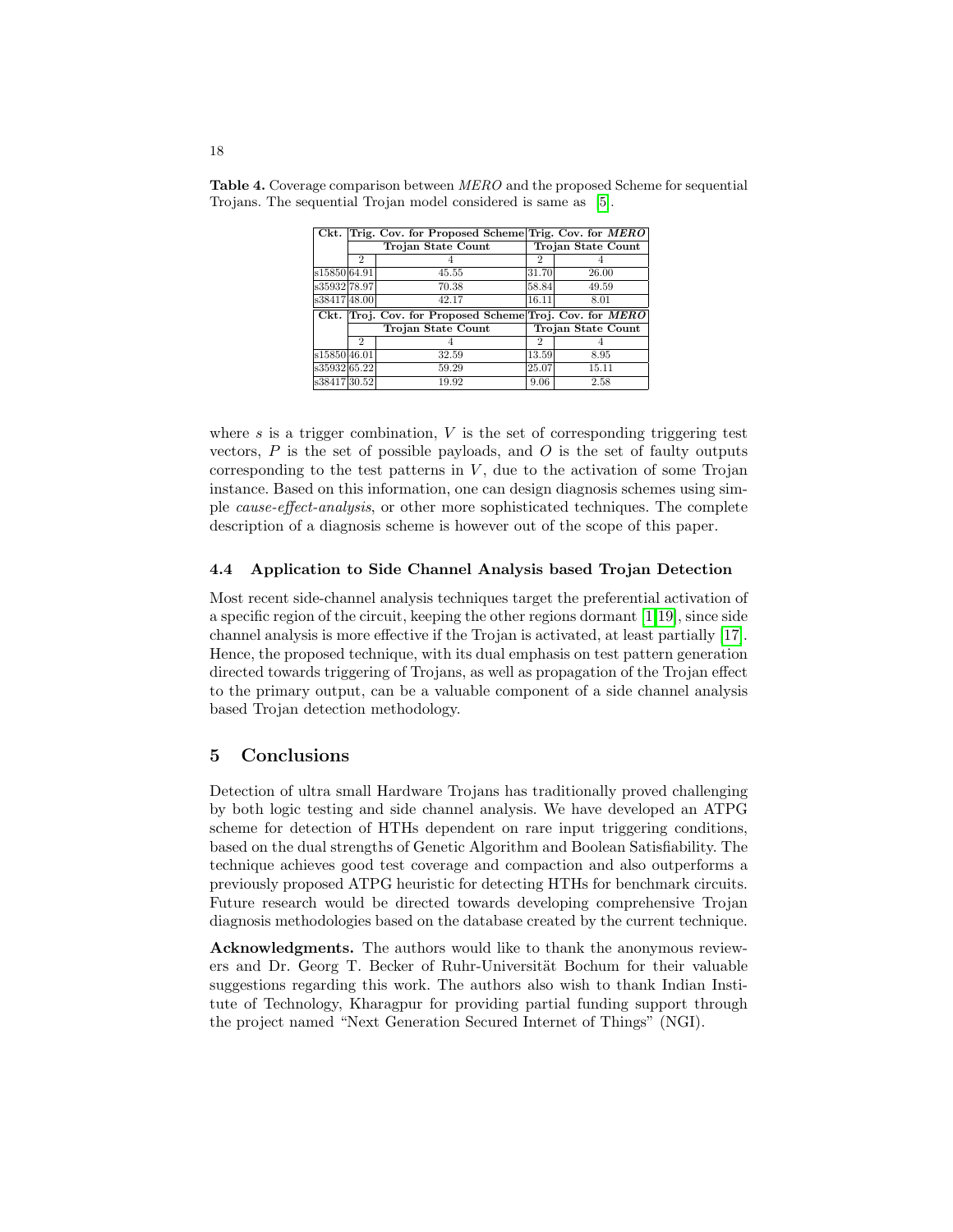**Table 4.** Coverage comparison between *MERO* and the proposed Scheme for sequential Trojans. The sequential Trojan model considered is same as [5].

| Ckt. | Trig. Cov. for Proposed Scheme | | Trig. Cov. for *MERO* | |
|---|---|---|---|---|
| | Trojan State Count | | Trojan State Count | |
| | 2 | 4 | 2 | 4 |
| s15850 | 64.91 | 45.55 | 31.70 | 26.00 |
| s35932 | 78.97 | 70.38 | 58.84 | 49.59 |
| s38417 | 48.00 | 42.17 | 16.11 | 8.01 |
| **Ckt.** | **Troj. Cov. for Proposed Scheme** | | **Troj. Cov. for *MERO*** | |
| | **Trojan State Count** | | **Trojan State Count** | |
| | 2 | 4 | 2 | 4 |
| s15850 | 46.01 | 32.59 | 13.59 | 8.95 |
| s35932 | 65.22 | 59.29 | 25.07 | 15.11 |
| s38417 | 30.52 | 19.92 | 9.06 | 2.58 |

where $s$ is a trigger combination, $V$ is the set of corresponding triggering test vectors, $P$ is the set of possible payloads, and $O$ is the set of faulty outputs corresponding to the test patterns in $V$, due to the activation of some Trojan instance. Based on this information, one can design diagnosis schemes using simple *cause-effect-analysis*, or other more sophisticated techniques. The complete description of a diagnosis scheme is however out of the scope of this paper.

### 4.4 Application to Side Channel Analysis based Trojan Detection

Most recent side-channel analysis techniques target the preferential activation of a specific region of the circuit, keeping the other regions dormant [1,19], since side channel analysis is more effective if the Trojan is activated, at least partially [17]. Hence, the proposed technique, with its dual emphasis on test pattern generation directed towards triggering of Trojans, as well as propagation of the Trojan effect to the primary output, can be a valuable component of a side channel analysis based Trojan detection methodology.

## 5 Conclusions

Detection of ultra small Hardware Trojans has traditionally proved challenging by both logic testing and side channel analysis. We have developed an ATPG scheme for detection of HTHs dependent on rare input triggering conditions, based on the dual strengths of Genetic Algorithm and Boolean Satisfiability. The technique achieves good test coverage and compaction and also outperforms a previously proposed ATPG heuristic for detecting HTHs for benchmark circuits. Future research would be directed towards developing comprehensive Trojan diagnosis methodologies based on the database created by the current technique.

**Acknowledgments.** The authors would like to thank the anonymous reviewers and Dr. Georg T. Becker of Ruhr-Universität Bochum for their valuable suggestions regarding this work. The authors also wish to thank Indian Institute of Technology, Kharagpur for providing partial funding support through the project named "Next Generation Secured Internet of Things" (NGI).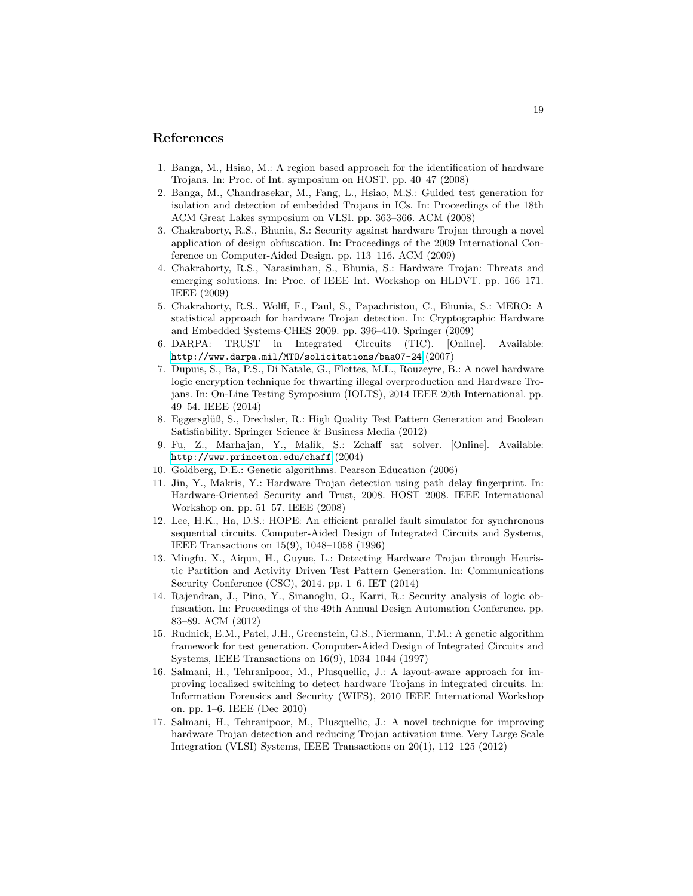## References

1. Banga, M., Hsiao, M.: A region based approach for the identification of hardware Trojans. In: Proc. of Int. symposium on HOST. pp. 40–47 (2008)
2. Banga, M., Chandrasekar, M., Fang, L., Hsiao, M.S.: Guided test generation for isolation and detection of embedded Trojans in ICs. In: Proceedings of the 18th ACM Great Lakes symposium on VLSI. pp. 363–366. ACM (2008)
3. Chakraborty, R.S., Bhunia, S.: Security against hardware Trojan through a novel application of design obfuscation. In: Proceedings of the 2009 International Conference on Computer-Aided Design. pp. 113–116. ACM (2009)
4. Chakraborty, R.S., Narasimhan, S., Bhunia, S.: Hardware Trojan: Threats and emerging solutions. In: Proc. of IEEE Int. Workshop on HLDVT. pp. 166–171. IEEE (2009)
5. Chakraborty, R.S., Wolff, F., Paul, S., Papachristou, C., Bhunia, S.: MERO: A statistical approach for hardware Trojan detection. In: Cryptographic Hardware and Embedded Systems-CHES 2009. pp. 396–410. Springer (2009)
6. DARPA: TRUST in Integrated Circuits (TIC). [Online]. Available: http://www.darpa.mil/MTO/solicitations/baa07-24 (2007)
7. Dupuis, S., Ba, P.S., Di Natale, G., Flottes, M.L., Rouzeyre, B.: A novel hardware logic encryption technique for thwarting illegal overproduction and Hardware Trojans. In: On-Line Testing Symposium (IOLTS), 2014 IEEE 20th International. pp. 49–54. IEEE (2014)
8. Eggersglüß, S., Drechsler, R.: High Quality Test Pattern Generation and Boolean Satisfiability. Springer Science & Business Media (2012)
9. Fu, Z., Marhajan, Y., Malik, S.: Zchaff sat solver. [Online]. Available: http://www.princeton.edu/chaff (2004)
10. Goldberg, D.E.: Genetic algorithms. Pearson Education (2006)
11. Jin, Y., Makris, Y.: Hardware Trojan detection using path delay fingerprint. In: Hardware-Oriented Security and Trust, 2008. HOST 2008. IEEE International Workshop on. pp. 51–57. IEEE (2008)
12. Lee, H.K., Ha, D.S.: HOPE: An efficient parallel fault simulator for synchronous sequential circuits. Computer-Aided Design of Integrated Circuits and Systems, IEEE Transactions on 15(9), 1048–1058 (1996)
13. Mingfu, X., Aiqun, H., Guyue, L.: Detecting Hardware Trojan through Heuristic Partition and Activity Driven Test Pattern Generation. In: Communications Security Conference (CSC), 2014. pp. 1–6. IET (2014)
14. Rajendran, J., Pino, Y., Sinanoglu, O., Karri, R.: Security analysis of logic obfuscation. In: Proceedings of the 49th Annual Design Automation Conference. pp. 83–89. ACM (2012)
15. Rudnick, E.M., Patel, J.H., Greenstein, G.S., Niermann, T.M.: A genetic algorithm framework for test generation. Computer-Aided Design of Integrated Circuits and Systems, IEEE Transactions on 16(9), 1034–1044 (1997)
16. Salmani, H., Tehranipoor, M., Plusquellic, J.: A layout-aware approach for improving localized switching to detect hardware Trojans in integrated circuits. In: Information Forensics and Security (WIFS), 2010 IEEE International Workshop on. pp. 1–6. IEEE (Dec 2010)
17. Salmani, H., Tehranipoor, M., Plusquellic, J.: A novel technique for improving hardware Trojan detection and reducing Trojan activation time. Very Large Scale Integration (VLSI) Systems, IEEE Transactions on 20(1), 112–125 (2012)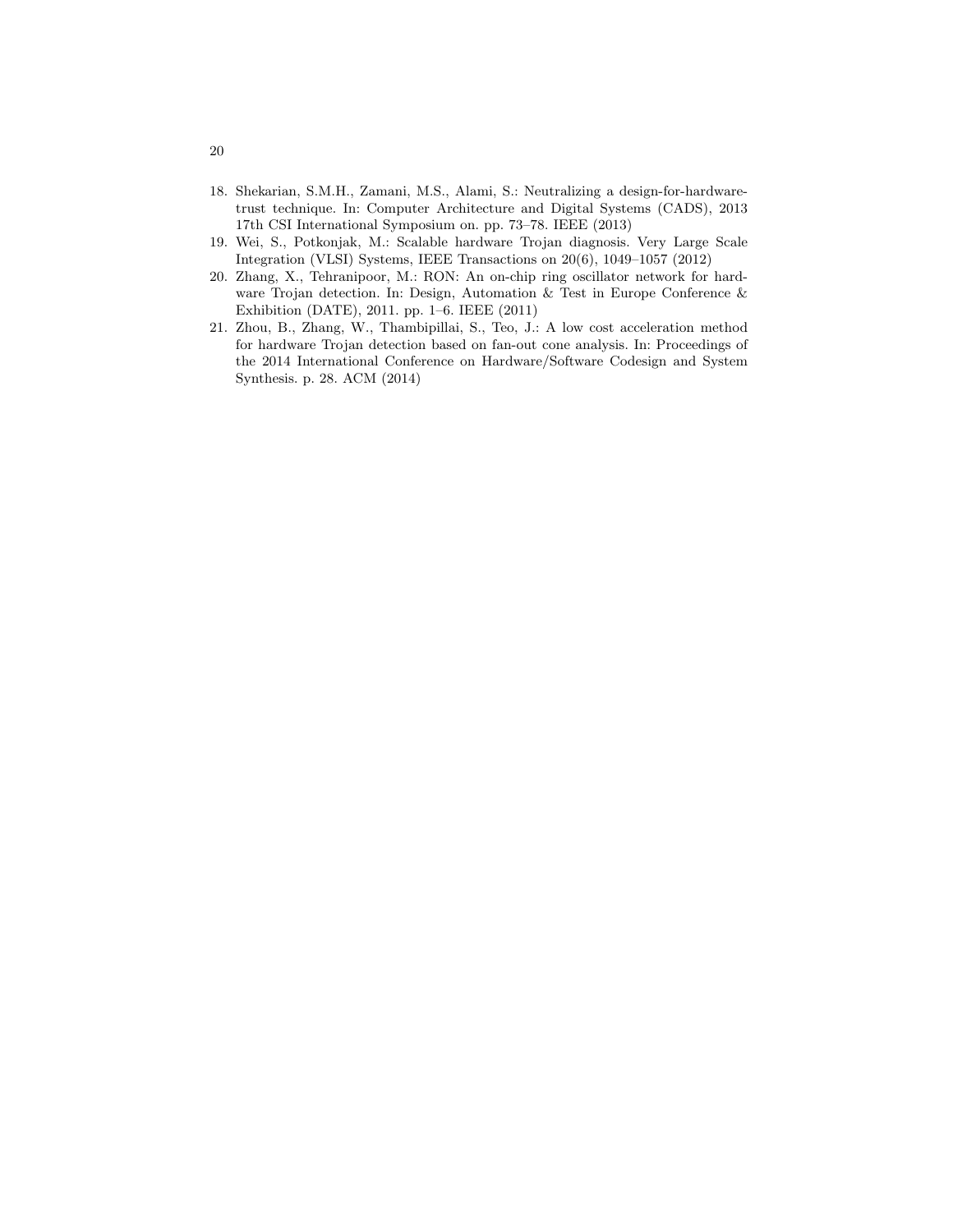18. Shekarian, S.M.H., Zamani, M.S., Alami, S.: Neutralizing a design-for-hardware-trust technique. In: Computer Architecture and Digital Systems (CADS), 2013 17th CSI International Symposium on. pp. 73–78. IEEE (2013)
19. Wei, S., Potkonjak, M.: Scalable hardware Trojan diagnosis. Very Large Scale Integration (VLSI) Systems, IEEE Transactions on 20(6), 1049–1057 (2012)
20. Zhang, X., Tehranipoor, M.: RON: An on-chip ring oscillator network for hardware Trojan detection. In: Design, Automation & Test in Europe Conference & Exhibition (DATE), 2011. pp. 1–6. IEEE (2011)
21. Zhou, B., Zhang, W., Thambipillai, S., Teo, J.: A low cost acceleration method for hardware Trojan detection based on fan-out cone analysis. In: Proceedings of the 2014 International Conference on Hardware/Software Codesign and System Synthesis. p. 28. ACM (2014)